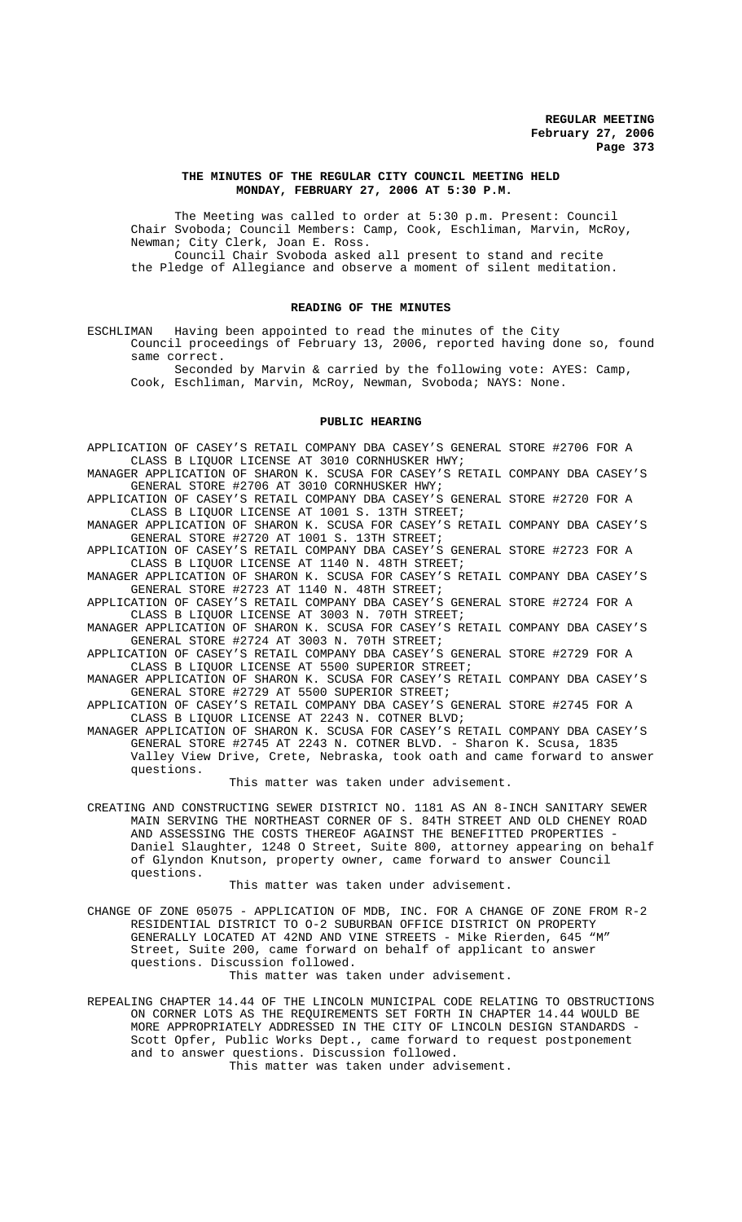# THE MINUTES OF THE REGULAR CITY COUNCIL MEETING HELD MONDAY, FEBRUARY 27, 2006 AT 5:30 P.M.

The Meeting was called to order at 5:30 p.m. Present: Council Chair Svoboda; Council Members: Camp, Cook, Eschliman, Marvin, McRoy, Newman; City Clerk, Joan E. Ross.

Council Chair Svoboda asked all present to stand and recite the Pledge of Allegiance and observe a moment of silent meditation.

## READING OF THE MINUTES

ESCHLIMAN Having been appointed to read the minutes of the City Council proceedings of February 13, 2006, reported having done so, found same correct.

Seconded by Marvin & carried by the following vote: AYES: Camp, Cook, Eschliman, Marvin, McRoy, Newman, Svoboda; NAYS: None.

## PUBLIC HEARING

APPLICATION OF CASEY'S RETAIL COMPANY DBA CASEY'S GENERAL STORE #2706 FOR A CLASS B LIQUOR LICENSE AT 3010 CORNHUSKER HWY;

MANAGER APPLICATION OF SHARON K. SCUSA FOR CASEY'S RETAIL COMPANY DBA CASEY'S GENERAL STORE #2706 AT 3010 CORNHUSKER HWY;

APPLICATION OF CASEY'S RETAIL COMPANY DBA CASEY'S GENERAL STORE #2720 FOR A CLASS B LIQUOR LICENSE AT 1001 S. 13TH STREET;

MANAGER APPLICATION OF SHARON K. SCUSA FOR CASEY'S RETAIL COMPANY DBA CASEY'S GENERAL STORE #2720 AT 1001 S. 13TH STREET;

APPLICATION OF CASEY'S RETAIL COMPANY DBA CASEY'S GENERAL STORE #2723 FOR A CLASS B LIQUOR LICENSE AT 1140 N. 48TH STREET;

MANAGER APPLICATION OF SHARON K. SCUSA FOR CASEY'S RETAIL COMPANY DBA CASEY'S GENERAL STORE #2723 AT 1140 N. 48TH STREET;

APPLICATION OF CASEY'S RETAIL COMPANY DBA CASEY'S GENERAL STORE #2724 FOR A CLASS B LIQUOR LICENSE AT 3003 N. 70TH STREET;

MANAGER APPLICATION OF SHARON K. SCUSA FOR CASEY'S RETAIL COMPANY DBA CASEY'S GENERAL STORE #2724 AT 3003 N. 70TH STREET;

APPLICATION OF CASEY'S RETAIL COMPANY DBA CASEY'S GENERAL STORE #2729 FOR A CLASS B LIQUOR LICENSE AT 5500 SUPERIOR STREET;

MANAGER APPLICATION OF SHARON K. SCUSA FOR CASEY'S RETAIL COMPANY DBA CASEY'S GENERAL STORE #2729 AT 5500 SUPERIOR STREET;

APPLICATION OF CASEY'S RETAIL COMPANY DBA CASEY'S GENERAL STORE #2745 FOR A CLASS B LIQUOR LICENSE AT 2243 N. COTNER BLVD;

MANAGER APPLICATION OF SHARON K. SCUSA FOR CASEY'S RETAIL COMPANY DBA CASEY'S GENERAL STORE #2745 AT 2243 N. COTNER BLVD. - Sharon K. Scusa, 1835 Valley View Drive, Crete, Nebraska, took oath and came forward to answer questions.

This matter was taken under advisement.

CREATING AND CONSTRUCTING SEWER DISTRICT NO. 1181 AS AN 8-INCH SANITARY SEWER MAIN SERVING THE NORTHEAST CORNER OF S. 84TH STREET AND OLD CHENEY ROAD AND ASSESSING THE COSTS THEREOF AGAINST THE BENEFITTED PROPERTIES - Daniel Slaughter, 1248 O Street, Suite 800, attorney appearing on behalf of Glyndon Knutson, property owner, came forward to answer Council questions.

This matter was taken under advisement.

CHANGE OF ZONE 05075 - APPLICATION OF MDB, INC. FOR A CHANGE OF ZONE FROM R-2 RESIDENTIAL DISTRICT TO O-2 SUBURBAN OFFICE DISTRICT ON PROPERTY GENERALLY LOCATED AT 42ND AND VINE STREETS - Mike Rierden, 645 "M" Street, Suite 200, came forward on behalf of applicant to answer questions. Discussion followed.

This matter was taken under advisement.

REPEALING CHAPTER 14.44 OF THE LINCOLN MUNICIPAL CODE RELATING TO OBSTRUCTIONS ON CORNER LOTS AS THE REQUIREMENTS SET FORTH IN CHAPTER 14.44 WOULD BE MORE APPROPRIATELY ADDRESSED IN THE CITY OF LINCOLN DESIGN STANDARDS - Scott Opfer, Public Works Dept., came forward to request postponement and to answer questions. Discussion followed.

This matter was taken under advisement.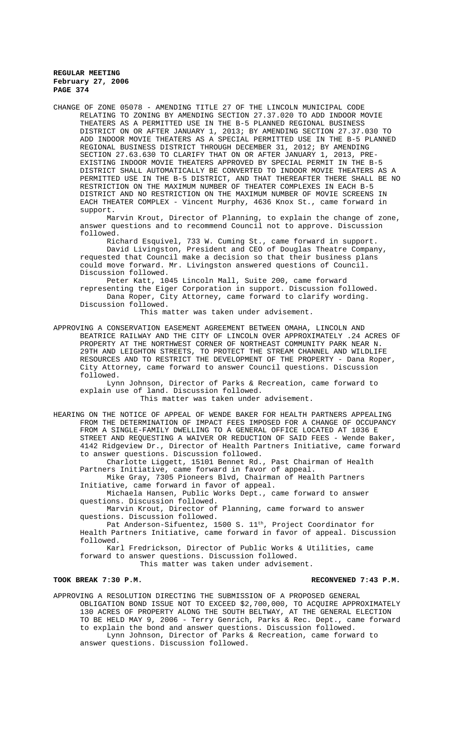CHANGE OF ZONE 05078 - AMENDING TITLE 27 OF THE LINCOLN MUNICIPAL CODE RELATING TO ZONING BY AMENDING SECTION 27.37.020 TO ADD INDOOR MOVIE THEATERS AS A PERMITTED USE IN THE B-5 PLANNED REGIONAL BUSINESS DISTRICT ON OR AFTER JANUARY 1, 2013; BY AMENDING SECTION 27.37.030 TO ADD INDOOR MOVIE THEATERS AS A SPECIAL PERMITTED USE IN THE B-5 PLANNED REGIONAL BUSINESS DISTRICT THROUGH DECEMBER 31, 2012; BY AMENDING SECTION 27.63.630 TO CLARIFY THAT ON OR AFTER JANUARY 1, 2013, PRE-EXISTING INDOOR MOVIE THEATERS APPROVED BY SPECIAL PERMIT IN THE B-5 DISTRICT SHALL AUTOMATICALLY BE CONVERTED TO INDOOR MOVIE THEATERS AS A PERMITTED USE IN THE B-5 DISTRICT, AND THAT THEREAFTER THERE SHALL BE NO RESTRICTION ON THE MAXIMUM NUMBER OF THEATER COMPLEXES IN EACH B-5 DISTRICT AND NO RESTRICTION ON THE MAXIMUM NUMBER OF MOVIE SCREENS IN EACH THEATER COMPLEX - Vincent Murphy, 4636 Knox St., came forward in support.

Marvin Krout, Director of Planning, to explain the change of zone, answer questions and to recommend Council not to approve. Discussion followed.

Richard Esquivel, 733 W. Cuming St., came forward in support.

David Livingston, President and CEO of Douglas Theatre Company, requested that Council make a decision so that their business plans could move forward. Mr. Livingston answered questions of Council. Discussion followed.

Peter Katt, 1045 Lincoln Mall, Suite 200, came forward representing the Eiger Corporation in support. Discussion followed.

Dana Roper, City Attorney, came forward to clarify wording. Discussion followed.

This matter was taken under advisement.

APPROVING A CONSERVATION EASEMENT AGREEMENT BETWEEN OMAHA, LINCOLN AND BEATRICE RAILWAY AND THE CITY OF LINCOLN OVER APPROXIMATELY .24 ACRES OF PROPERTY AT THE NORTHWEST CORNER OF NORTHEAST COMMUNITY PARK NEAR N. 29TH AND LEIGHTON STREETS, TO PROTECT THE STREAM CHANNEL AND WILDLIFE RESOURCES AND TO RESTRICT THE DEVELOPMENT OF THE PROPERTY - Dana Roper, City Attorney, came forward to answer Council questions. Discussion followed.

Lynn Johnson, Director of Parks & Recreation, came forward to explain use of land. Discussion followed.

This matter was taken under advisement.

HEARING ON THE NOTICE OF APPEAL OF WENDE BAKER FOR HEALTH PARTNERS APPEALING FROM THE DETERMINATION OF IMPACT FEES IMPOSED FOR A CHANGE OF OCCUPANCY FROM A SINGLE-FAMILY DWELLING TO A GENERAL OFFICE LOCATED AT 1036 E STREET AND REQUESTING A WAIVER OR REDUCTION OF SAID FEES - Wende Baker, 4142 Ridgeview Dr., Director of Health Partners Initiative, came forward to answer questions. Discussion followed.

Charlotte Liggett, 15101 Bennet Rd., Past Chairman of Health Partners Initiative, came forward in favor of appeal.

Mike Gray, 7305 Pioneers Blvd, Chairman of Health Partners Initiative, came forward in favor of appeal.

Michaela Hansen, Public Works Dept., came forward to answer questions. Discussion followed.

Marvin Krout, Director of Planning, came forward to answer questions. Discussion followed.

Pat Anderson-Sifuentez, 1500 S. 11th, Project Coordinator for Health Partners Initiative, came forward in favor of appeal. Discussion followed.

Karl Fredrickson, Director of Public Works & Utilities, came forward to answer questions. Discussion followed.

This matter was taken under advisement.

**TOOK BREAK 7:30 P.M. RECONVENED 7:43 P.M.**

APPROVING A RESOLUTION DIRECTING THE SUBMISSION OF A PROPOSED GENERAL OBLIGATION BOND ISSUE NOT TO EXCEED $2,700,000, TO ACQUIRE APPROXIMATELY 130 ACRES OF PROPERTY ALONG THE SOUTH BELTWAY, AT THE GENERAL ELECTION TO BE HELD MAY 9, 2006 - Terry Genrich, Parks & Rec. Dept., came forward to explain the bond and answer questions. Discussion followed.

Lynn Johnson, Director of Parks & Recreation, came forward to answer questions. Discussion followed.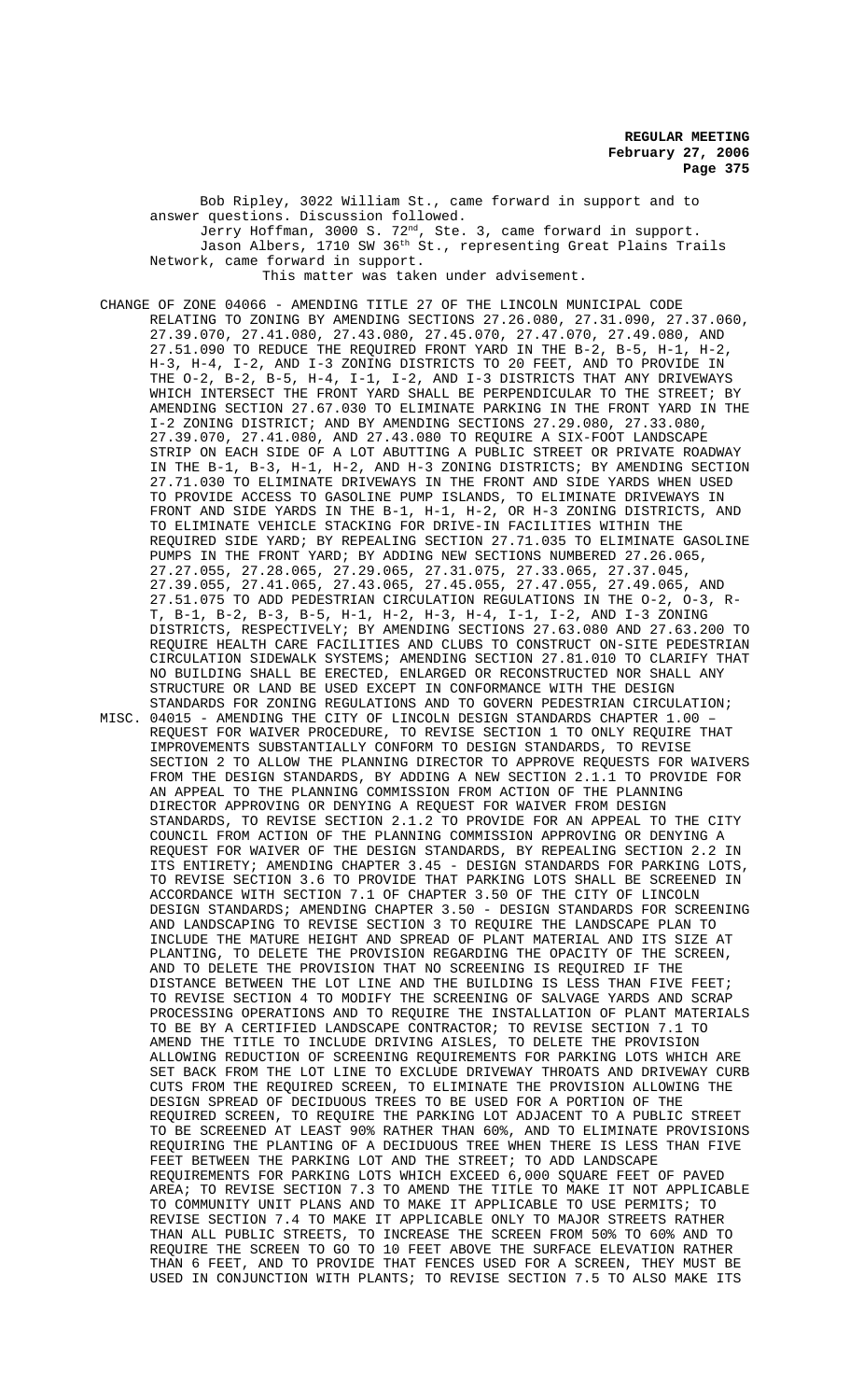Bob Ripley, 3022 William St., came forward in support and to answer questions. Discussion followed.

Jerry Hoffman, 3000 S. 72nd, Ste. 3, came forward in support.

Jason Albers, 1710 SW 36th St., representing Great Plains Trails Network, came forward in support.

This matter was taken under advisement.

CHANGE OF ZONE 04066 - AMENDING TITLE 27 OF THE LINCOLN MUNICIPAL CODE RELATING TO ZONING BY AMENDING SECTIONS 27.26.080, 27.31.090, 27.37.060, 27.39.070, 27.41.080, 27.43.080, 27.45.070, 27.47.070, 27.49.080, AND 27.51.090 TO REDUCE THE REQUIRED FRONT YARD IN THE B-2, B-5, H-1, H-2, H-3, H-4, I-2, AND I-3 ZONING DISTRICTS TO 20 FEET, AND TO PROVIDE IN THE O-2, B-2, B-5, H-4, I-1, I-2, AND I-3 DISTRICTS THAT ANY DRIVEWAYS WHICH INTERSECT THE FRONT YARD SHALL BE PERPENDICULAR TO THE STREET; BY AMENDING SECTION 27.67.030 TO ELIMINATE PARKING IN THE FRONT YARD IN THE I-2 ZONING DISTRICT; AND BY AMENDING SECTIONS 27.29.080, 27.33.080, 27.39.070, 27.41.080, AND 27.43.080 TO REQUIRE A SIX-FOOT LANDSCAPE STRIP ON EACH SIDE OF A LOT ABUTTING A PUBLIC STREET OR PRIVATE ROADWAY IN THE B-1, B-3, H-1, H-2, AND H-3 ZONING DISTRICTS; BY AMENDING SECTION 27.71.030 TO ELIMINATE DRIVEWAYS IN THE FRONT AND SIDE YARDS WHEN USED TO PROVIDE ACCESS TO GASOLINE PUMP ISLANDS, TO ELIMINATE DRIVEWAYS IN FRONT AND SIDE YARDS IN THE B-1, H-1, H-2, OR H-3 ZONING DISTRICTS, AND TO ELIMINATE VEHICLE STACKING FOR DRIVE-IN FACILITIES WITHIN THE REQUIRED SIDE YARD; BY REPEALING SECTION 27.71.035 TO ELIMINATE GASOLINE PUMPS IN THE FRONT YARD; BY ADDING NEW SECTIONS NUMBERED 27.26.065, 27.27.055, 27.28.065, 27.29.065, 27.31.075, 27.33.065, 27.37.045, 27.39.055, 27.41.065, 27.43.065, 27.45.055, 27.47.055, 27.49.065, AND 27.51.075 TO ADD PEDESTRIAN CIRCULATION REGULATIONS IN THE O-2, O-3, R-T, B-1, B-2, B-3, B-5, H-1, H-2, H-3, H-4, I-1, I-2, AND I-3 ZONING DISTRICTS, RESPECTIVELY; BY AMENDING SECTIONS 27.63.080 AND 27.63.200 TO REQUIRE HEALTH CARE FACILITIES AND CLUBS TO CONSTRUCT ON-SITE PEDESTRIAN CIRCULATION SIDEWALK SYSTEMS; AMENDING SECTION 27.81.010 TO CLARIFY THAT NO BUILDING SHALL BE ERECTED, ENLARGED OR RECONSTRUCTED NOR SHALL ANY STRUCTURE OR LAND BE USED EXCEPT IN CONFORMANCE WITH THE DESIGN STANDARDS FOR ZONING REGULATIONS AND TO GOVERN PEDESTRIAN CIRCULATION;

MISC. 04015 - AMENDING THE CITY OF LINCOLN DESIGN STANDARDS CHAPTER 1.00 – REQUEST FOR WAIVER PROCEDURE, TO REVISE SECTION 1 TO ONLY REQUIRE THAT IMPROVEMENTS SUBSTANTIALLY CONFORM TO DESIGN STANDARDS, TO REVISE SECTION 2 TO ALLOW THE PLANNING DIRECTOR TO APPROVE REQUESTS FOR WAIVERS FROM THE DESIGN STANDARDS, BY ADDING A NEW SECTION 2.1.1 TO PROVIDE FOR AN APPEAL TO THE PLANNING COMMISSION FROM ACTION OF THE PLANNING DIRECTOR APPROVING OR DENYING A REQUEST FOR WAIVER FROM DESIGN STANDARDS, TO REVISE SECTION 2.1.2 TO PROVIDE FOR AN APPEAL TO THE CITY COUNCIL FROM ACTION OF THE PLANNING COMMISSION APPROVING OR DENYING A REQUEST FOR WAIVER OF THE DESIGN STANDARDS, BY REPEALING SECTION 2.2 IN ITS ENTIRETY; AMENDING CHAPTER 3.45 - DESIGN STANDARDS FOR PARKING LOTS, TO REVISE SECTION 3.6 TO PROVIDE THAT PARKING LOTS SHALL BE SCREENED IN ACCORDANCE WITH SECTION 7.1 OF CHAPTER 3.50 OF THE CITY OF LINCOLN DESIGN STANDARDS; AMENDING CHAPTER 3.50 - DESIGN STANDARDS FOR SCREENING AND LANDSCAPING TO REVISE SECTION 3 TO REQUIRE THE LANDSCAPE PLAN TO INCLUDE THE MATURE HEIGHT AND SPREAD OF PLANT MATERIAL AND ITS SIZE AT PLANTING, TO DELETE THE PROVISION REGARDING THE OPACITY OF THE SCREEN, AND TO DELETE THE PROVISION THAT NO SCREENING IS REQUIRED IF THE DISTANCE BETWEEN THE LOT LINE AND THE BUILDING IS LESS THAN FIVE FEET; TO REVISE SECTION 4 TO MODIFY THE SCREENING OF SALVAGE YARDS AND SCRAP PROCESSING OPERATIONS AND TO REQUIRE THE INSTALLATION OF PLANT MATERIALS TO BE BY A CERTIFIED LANDSCAPE CONTRACTOR; TO REVISE SECTION 7.1 TO AMEND THE TITLE TO INCLUDE DRIVING AISLES, TO DELETE THE PROVISION ALLOWING REDUCTION OF SCREENING REQUIREMENTS FOR PARKING LOTS WHICH ARE SET BACK FROM THE LOT LINE TO EXCLUDE DRIVEWAY THROATS AND DRIVEWAY CURB CUTS FROM THE REQUIRED SCREEN, TO ELIMINATE THE PROVISION ALLOWING THE DESIGN SPREAD OF DECIDUOUS TREES TO BE USED FOR A PORTION OF THE REQUIRED SCREEN, TO REQUIRE THE PARKING LOT ADJACENT TO A PUBLIC STREET TO BE SCREENED AT LEAST 90% RATHER THAN 60%, AND TO ELIMINATE PROVISIONS REQUIRING THE PLANTING OF A DECIDUOUS TREE WHEN THERE IS LESS THAN FIVE FEET BETWEEN THE PARKING LOT AND THE STREET; TO ADD LANDSCAPE REQUIREMENTS FOR PARKING LOTS WHICH EXCEED 6,000 SQUARE FEET OF PAVED AREA; TO REVISE SECTION 7.3 TO AMEND THE TITLE TO MAKE IT NOT APPLICABLE TO COMMUNITY UNIT PLANS AND TO MAKE IT APPLICABLE TO USE PERMITS; TO REVISE SECTION 7.4 TO MAKE IT APPLICABLE ONLY TO MAJOR STREETS RATHER THAN ALL PUBLIC STREETS, TO INCREASE THE SCREEN FROM 50% TO 60% AND TO REQUIRE THE SCREEN TO GO TO 10 FEET ABOVE THE SURFACE ELEVATION RATHER THAN 6 FEET, AND TO PROVIDE THAT FENCES USED FOR A SCREEN, THEY MUST BE USED IN CONJUNCTION WITH PLANTS; TO REVISE SECTION 7.5 TO ALSO MAKE ITS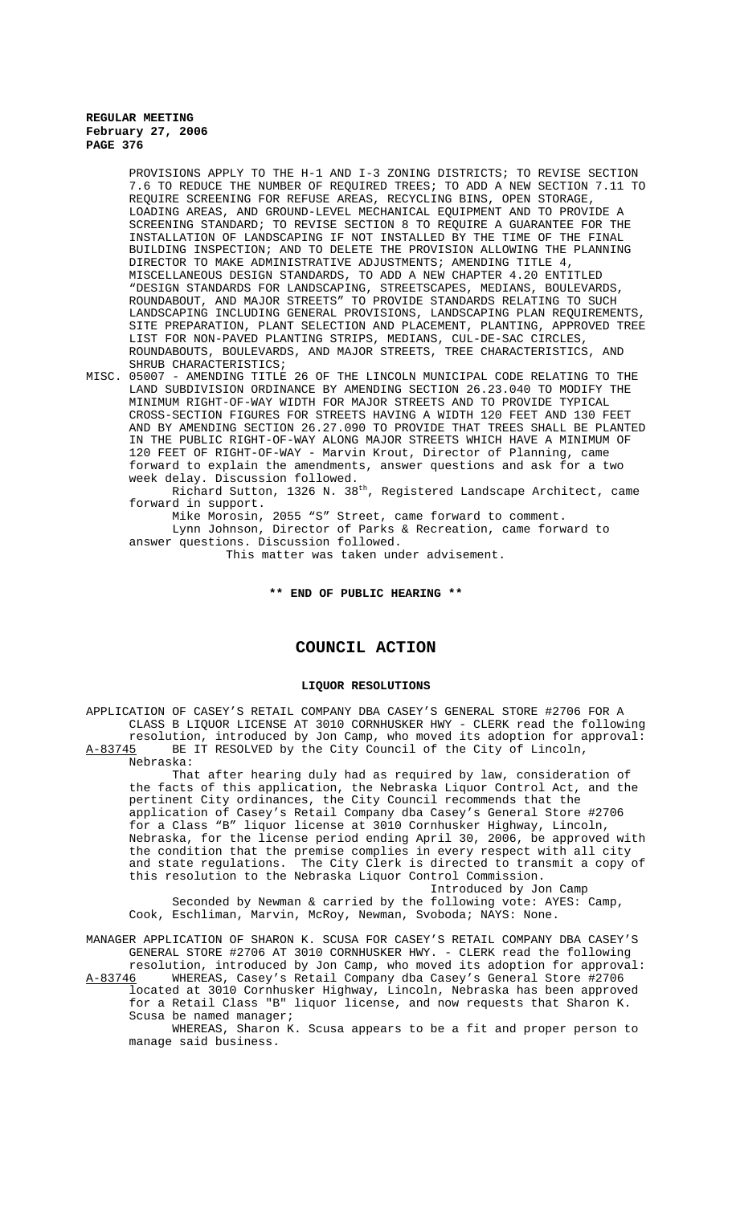PROVISIONS APPLY TO THE H-1 AND I-3 ZONING DISTRICTS; TO REVISE SECTION 7.6 TO REDUCE THE NUMBER OF REQUIRED TREES; TO ADD A NEW SECTION 7.11 TO REQUIRE SCREENING FOR REFUSE AREAS, RECYCLING BINS, OPEN STORAGE, LOADING AREAS, AND GROUND-LEVEL MECHANICAL EQUIPMENT AND TO PROVIDE A SCREENING STANDARD; TO REVISE SECTION 8 TO REQUIRE A GUARANTEE FOR THE INSTALLATION OF LANDSCAPING IF NOT INSTALLED BY THE TIME OF THE FINAL BUILDING INSPECTION; AND TO DELETE THE PROVISION ALLOWING THE PLANNING DIRECTOR TO MAKE ADMINISTRATIVE ADJUSTMENTS; AMENDING TITLE 4, MISCELLANEOUS DESIGN STANDARDS, TO ADD A NEW CHAPTER 4.20 ENTITLED "DESIGN STANDARDS FOR LANDSCAPING, STREETSCAPES, MEDIANS, BOULEVARDS, ROUNDABOUT, AND MAJOR STREETS" TO PROVIDE STANDARDS RELATING TO SUCH LANDSCAPING INCLUDING GENERAL PROVISIONS, LANDSCAPING PLAN REQUIREMENTS, SITE PREPARATION, PLANT SELECTION AND PLACEMENT, PLANTING, APPROVED TREE LIST FOR NON-PAVED PLANTING STRIPS, MEDIANS, CUL-DE-SAC CIRCLES, ROUNDABOUTS, BOULEVARDS, AND MAJOR STREETS, TREE CHARACTERISTICS, AND SHRUB CHARACTERISTICS;

MISC. 05007 - AMENDING TITLE 26 OF THE LINCOLN MUNICIPAL CODE RELATING TO THE LAND SUBDIVISION ORDINANCE BY AMENDING SECTION 26.23.040 TO MODIFY THE MINIMUM RIGHT-OF-WAY WIDTH FOR MAJOR STREETS AND TO PROVIDE TYPICAL CROSS-SECTION FIGURES FOR STREETS HAVING A WIDTH 120 FEET AND 130 FEET AND BY AMENDING SECTION 26.27.090 TO PROVIDE THAT TREES SHALL BE PLANTED IN THE PUBLIC RIGHT-OF-WAY ALONG MAJOR STREETS WHICH HAVE A MINIMUM OF 120 FEET OF RIGHT-OF-WAY - Marvin Krout, Director of Planning, came forward to explain the amendments, answer questions and ask for a two week delay. Discussion followed.

Richard Sutton, 1326 N. 38th, Registered Landscape Architect, came forward in support.

Mike Morosin, 2055 "S" Street, came forward to comment.

Lynn Johnson, Director of Parks & Recreation, came forward to answer questions. Discussion followed.

This matter was taken under advisement.

**\*\* END OF PUBLIC HEARING \*\***

# COUNCIL ACTION

## LIQUOR RESOLUTIONS

APPLICATION OF CASEY'S RETAIL COMPANY DBA CASEY'S GENERAL STORE #2706 FOR A CLASS B LIQUOR LICENSE AT 3010 CORNHUSKER HWY - CLERK read the following resolution, introduced by Jon Camp, who moved its adoption for approval:

A-83745 BE IT RESOLVED by the City Council of the City of Lincoln, Nebraska:

That after hearing duly had as required by law, consideration of the facts of this application, the Nebraska Liquor Control Act, and the pertinent City ordinances, the City Council recommends that the application of Casey's Retail Company dba Casey's General Store #2706 for a Class "B" liquor license at 3010 Cornhusker Highway, Lincoln, Nebraska, for the license period ending April 30, 2006, be approved with the condition that the premise complies in every respect with all city and state regulations. The City Clerk is directed to transmit a copy of this resolution to the Nebraska Liquor Control Commission.

Introduced by Jon Camp

Seconded by Newman & carried by the following vote: AYES: Camp, Cook, Eschliman, Marvin, McRoy, Newman, Svoboda; NAYS: None.

MANAGER APPLICATION OF SHARON K. SCUSA FOR CASEY'S RETAIL COMPANY DBA CASEY'S GENERAL STORE #2706 AT 3010 CORNHUSKER HWY. - CLERK read the following resolution, introduced by Jon Camp, who moved its adoption for approval:

A-83746 WHEREAS, Casey's Retail Company dba Casey's General Store #2706 located at 3010 Cornhusker Highway, Lincoln, Nebraska has been approved for a Retail Class "B" liquor license, and now requests that Sharon K. Scusa be named manager;

WHEREAS, Sharon K. Scusa appears to be a fit and proper person to manage said business.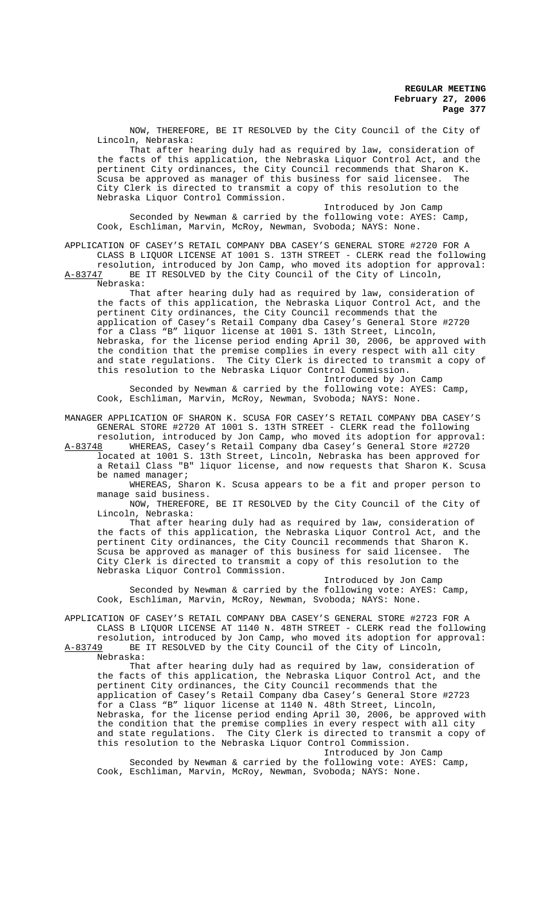NOW, THEREFORE, BE IT RESOLVED by the City Council of the City of Lincoln, Nebraska:

That after hearing duly had as required by law, consideration of the facts of this application, the Nebraska Liquor Control Act, and the pertinent City ordinances, the City Council recommends that Sharon K. Scusa be approved as manager of this business for said licensee. The City Clerk is directed to transmit a copy of this resolution to the Nebraska Liquor Control Commission.

Introduced by Jon Camp

Seconded by Newman & carried by the following vote: AYES: Camp, Cook, Eschliman, Marvin, McRoy, Newman, Svoboda; NAYS: None.

APPLICATION OF CASEY'S RETAIL COMPANY DBA CASEY'S GENERAL STORE #2720 FOR A CLASS B LIQUOR LICENSE AT 1001 S. 13TH STREET - CLERK read the following resolution, introduced by Jon Camp, who moved its adoption for approval:

A-83747 BE IT RESOLVED by the City Council of the City of Lincoln, Nebraska:

That after hearing duly had as required by law, consideration of the facts of this application, the Nebraska Liquor Control Act, and the pertinent City ordinances, the City Council recommends that the application of Casey's Retail Company dba Casey's General Store #2720 for a Class "B" liquor license at 1001 S. 13th Street, Lincoln, Nebraska, for the license period ending April 30, 2006, be approved with the condition that the premise complies in every respect with all city and state regulations. The City Clerk is directed to transmit a copy of this resolution to the Nebraska Liquor Control Commission.

Introduced by Jon Camp

Seconded by Newman & carried by the following vote: AYES: Camp, Cook, Eschliman, Marvin, McRoy, Newman, Svoboda; NAYS: None.

MANAGER APPLICATION OF SHARON K. SCUSA FOR CASEY'S RETAIL COMPANY DBA CASEY'S GENERAL STORE #2720 AT 1001 S. 13TH STREET - CLERK read the following resolution, introduced by Jon Camp, who moved its adoption for approval:

A-83748 WHEREAS, Casey's Retail Company dba Casey's General Store #2720 located at 1001 S. 13th Street, Lincoln, Nebraska has been approved for a Retail Class "B" liquor license, and now requests that Sharon K. Scusa be named manager;

WHEREAS, Sharon K. Scusa appears to be a fit and proper person to manage said business.

NOW, THEREFORE, BE IT RESOLVED by the City Council of the City of Lincoln, Nebraska:

That after hearing duly had as required by law, consideration of the facts of this application, the Nebraska Liquor Control Act, and the pertinent City ordinances, the City Council recommends that Sharon K. Scusa be approved as manager of this business for said licensee. The City Clerk is directed to transmit a copy of this resolution to the Nebraska Liquor Control Commission.

Introduced by Jon Camp

Seconded by Newman & carried by the following vote: AYES: Camp, Cook, Eschliman, Marvin, McRoy, Newman, Svoboda; NAYS: None.

APPLICATION OF CASEY'S RETAIL COMPANY DBA CASEY'S GENERAL STORE #2723 FOR A CLASS B LIQUOR LICENSE AT 1140 N. 48TH STREET - CLERK read the following resolution, introduced by Jon Camp, who moved its adoption for approval:

A-83749 BE IT RESOLVED by the City Council of the City of Lincoln, Nebraska:

That after hearing duly had as required by law, consideration of the facts of this application, the Nebraska Liquor Control Act, and the pertinent City ordinances, the City Council recommends that the application of Casey's Retail Company dba Casey's General Store #2723 for a Class "B" liquor license at 1140 N. 48th Street, Lincoln, Nebraska, for the license period ending April 30, 2006, be approved with the condition that the premise complies in every respect with all city and state regulations. The City Clerk is directed to transmit a copy of this resolution to the Nebraska Liquor Control Commission.

Introduced by Jon Camp

Seconded by Newman & carried by the following vote: AYES: Camp, Cook, Eschliman, Marvin, McRoy, Newman, Svoboda; NAYS: None.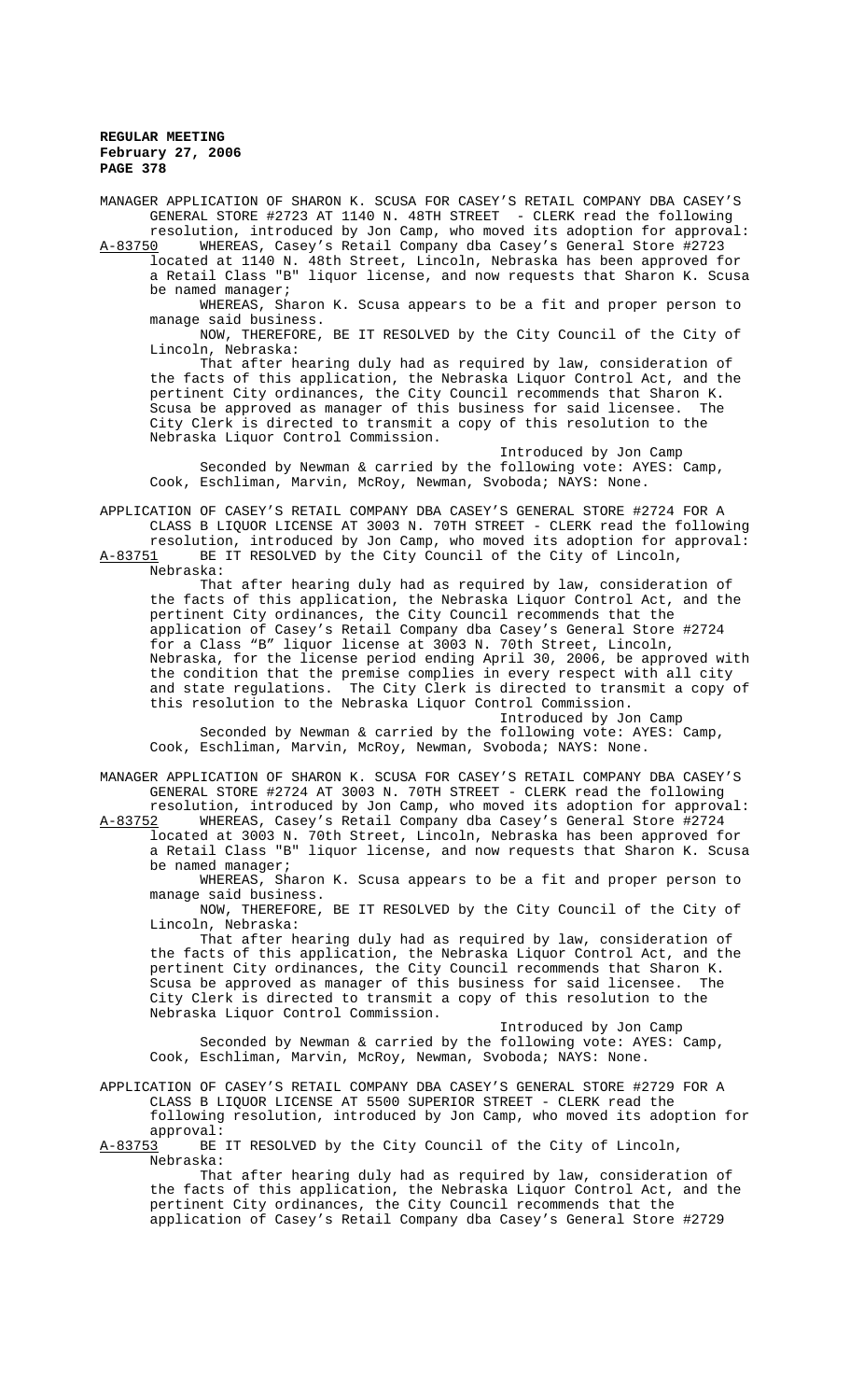MANAGER APPLICATION OF SHARON K. SCUSA FOR CASEY'S RETAIL COMPANY DBA CASEY'S GENERAL STORE #2723 AT 1140 N. 48TH STREET - CLERK read the following resolution, introduced by Jon Camp, who moved its adoption for approval:

A-83750 WHEREAS, Casey's Retail Company dba Casey's General Store #2723 located at 1140 N. 48th Street, Lincoln, Nebraska has been approved for a Retail Class "B" liquor license, and now requests that Sharon K. Scusa be named manager;

WHEREAS, Sharon K. Scusa appears to be a fit and proper person to manage said business.

NOW, THEREFORE, BE IT RESOLVED by the City Council of the City of Lincoln, Nebraska:

That after hearing duly had as required by law, consideration of the facts of this application, the Nebraska Liquor Control Act, and the pertinent City ordinances, the City Council recommends that Sharon K. Scusa be approved as manager of this business for said licensee. The City Clerk is directed to transmit a copy of this resolution to the Nebraska Liquor Control Commission.

Introduced by Jon Camp

Seconded by Newman & carried by the following vote: AYES: Camp, Cook, Eschliman, Marvin, McRoy, Newman, Svoboda; NAYS: None.

APPLICATION OF CASEY'S RETAIL COMPANY DBA CASEY'S GENERAL STORE #2724 FOR A CLASS B LIQUOR LICENSE AT 3003 N. 70TH STREET - CLERK read the following resolution, introduced by Jon Camp, who moved its adoption for approval:

A-83751 BE IT RESOLVED by the City Council of the City of Lincoln, Nebraska:

That after hearing duly had as required by law, consideration of the facts of this application, the Nebraska Liquor Control Act, and the pertinent City ordinances, the City Council recommends that the application of Casey's Retail Company dba Casey's General Store #2724 for a Class "B" liquor license at 3003 N. 70th Street, Lincoln, Nebraska, for the license period ending April 30, 2006, be approved with the condition that the premise complies in every respect with all city and state regulations. The City Clerk is directed to transmit a copy of this resolution to the Nebraska Liquor Control Commission.

Introduced by Jon Camp

Seconded by Newman & carried by the following vote: AYES: Camp, Cook, Eschliman, Marvin, McRoy, Newman, Svoboda; NAYS: None.

MANAGER APPLICATION OF SHARON K. SCUSA FOR CASEY'S RETAIL COMPANY DBA CASEY'S GENERAL STORE #2724 AT 3003 N. 70TH STREET - CLERK read the following resolution, introduced by Jon Camp, who moved its adoption for approval:

A-83752 WHEREAS, Casey's Retail Company dba Casey's General Store #2724 located at 3003 N. 70th Street, Lincoln, Nebraska has been approved for a Retail Class "B" liquor license, and now requests that Sharon K. Scusa be named manager;

WHEREAS, Sharon K. Scusa appears to be a fit and proper person to manage said business.

NOW, THEREFORE, BE IT RESOLVED by the City Council of the City of Lincoln, Nebraska:

That after hearing duly had as required by law, consideration of the facts of this application, the Nebraska Liquor Control Act, and the pertinent City ordinances, the City Council recommends that Sharon K. Scusa be approved as manager of this business for said licensee. The City Clerk is directed to transmit a copy of this resolution to the Nebraska Liquor Control Commission.

Introduced by Jon Camp

Seconded by Newman & carried by the following vote: AYES: Camp, Cook, Eschliman, Marvin, McRoy, Newman, Svoboda; NAYS: None.

APPLICATION OF CASEY'S RETAIL COMPANY DBA CASEY'S GENERAL STORE #2729 FOR A CLASS B LIQUOR LICENSE AT 5500 SUPERIOR STREET - CLERK read the following resolution, introduced by Jon Camp, who moved its adoption for approval:

A-83753 BE IT RESOLVED by the City Council of the City of Lincoln, Nebraska:

That after hearing duly had as required by law, consideration of the facts of this application, the Nebraska Liquor Control Act, and the pertinent City ordinances, the City Council recommends that the application of Casey's Retail Company dba Casey's General Store #2729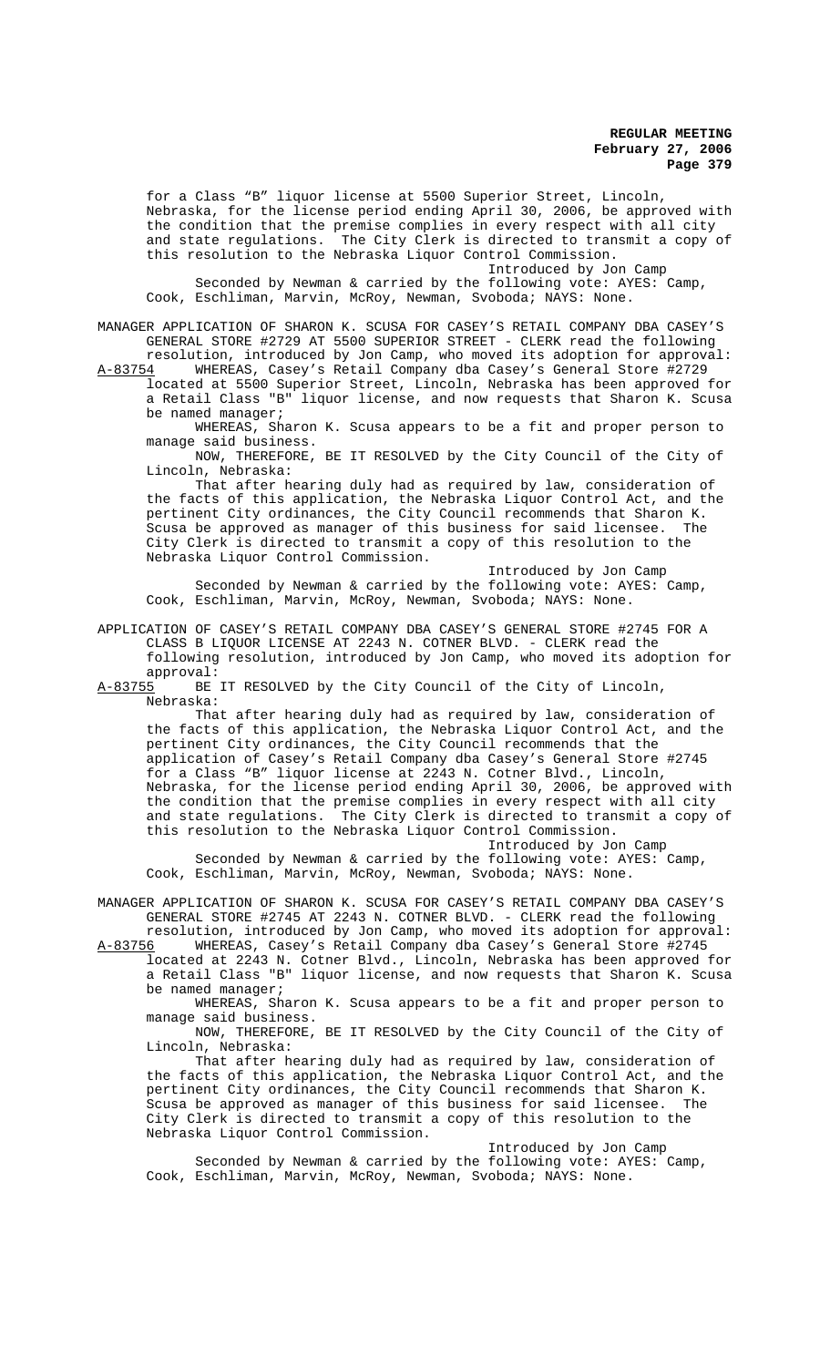for a Class "B" liquor license at 5500 Superior Street, Lincoln, Nebraska, for the license period ending April 30, 2006, be approved with the condition that the premise complies in every respect with all city and state regulations. The City Clerk is directed to transmit a copy of this resolution to the Nebraska Liquor Control Commission.

Introduced by Jon Camp

Seconded by Newman & carried by the following vote: AYES: Camp, Cook, Eschliman, Marvin, McRoy, Newman, Svoboda; NAYS: None.

MANAGER APPLICATION OF SHARON K. SCUSA FOR CASEY'S RETAIL COMPANY DBA CASEY'S GENERAL STORE #2729 AT 5500 SUPERIOR STREET - CLERK read the following resolution, introduced by Jon Camp, who moved its adoption for approval:

A-83754 WHEREAS, Casey's Retail Company dba Casey's General Store #2729 located at 5500 Superior Street, Lincoln, Nebraska has been approved for a Retail Class "B" liquor license, and now requests that Sharon K. Scusa be named manager;

WHEREAS, Sharon K. Scusa appears to be a fit and proper person to manage said business.

NOW, THEREFORE, BE IT RESOLVED by the City Council of the City of Lincoln, Nebraska:

That after hearing duly had as required by law, consideration of the facts of this application, the Nebraska Liquor Control Act, and the pertinent City ordinances, the City Council recommends that Sharon K. Scusa be approved as manager of this business for said licensee. The City Clerk is directed to transmit a copy of this resolution to the Nebraska Liquor Control Commission.

Introduced by Jon Camp

Seconded by Newman & carried by the following vote: AYES: Camp, Cook, Eschliman, Marvin, McRoy, Newman, Svoboda; NAYS: None.

APPLICATION OF CASEY'S RETAIL COMPANY DBA CASEY'S GENERAL STORE #2745 FOR A CLASS B LIQUOR LICENSE AT 2243 N. COTNER BLVD. - CLERK read the following resolution, introduced by Jon Camp, who moved its adoption for approval:

A-83755 BE IT RESOLVED by the City Council of the City of Lincoln, Nebraska:

That after hearing duly had as required by law, consideration of the facts of this application, the Nebraska Liquor Control Act, and the pertinent City ordinances, the City Council recommends that the application of Casey's Retail Company dba Casey's General Store #2745 for a Class "B" liquor license at 2243 N. Cotner Blvd., Lincoln, Nebraska, for the license period ending April 30, 2006, be approved with the condition that the premise complies in every respect with all city and state regulations. The City Clerk is directed to transmit a copy of this resolution to the Nebraska Liquor Control Commission.

Introduced by Jon Camp

Seconded by Newman & carried by the following vote: AYES: Camp, Cook, Eschliman, Marvin, McRoy, Newman, Svoboda; NAYS: None.

MANAGER APPLICATION OF SHARON K. SCUSA FOR CASEY'S RETAIL COMPANY DBA CASEY'S GENERAL STORE #2745 AT 2243 N. COTNER BLVD. - CLERK read the following resolution, introduced by Jon Camp, who moved its adoption for approval:

A-83756 WHEREAS, Casey's Retail Company dba Casey's General Store #2745 located at 2243 N. Cotner Blvd., Lincoln, Nebraska has been approved for a Retail Class "B" liquor license, and now requests that Sharon K. Scusa be named manager;

WHEREAS, Sharon K. Scusa appears to be a fit and proper person to manage said business.

NOW, THEREFORE, BE IT RESOLVED by the City Council of the City of Lincoln, Nebraska:

That after hearing duly had as required by law, consideration of the facts of this application, the Nebraska Liquor Control Act, and the pertinent City ordinances, the City Council recommends that Sharon K. Scusa be approved as manager of this business for said licensee. The City Clerk is directed to transmit a copy of this resolution to the Nebraska Liquor Control Commission.

Introduced by Jon Camp

Seconded by Newman & carried by the following vote: AYES: Camp, Cook, Eschliman, Marvin, McRoy, Newman, Svoboda; NAYS: None.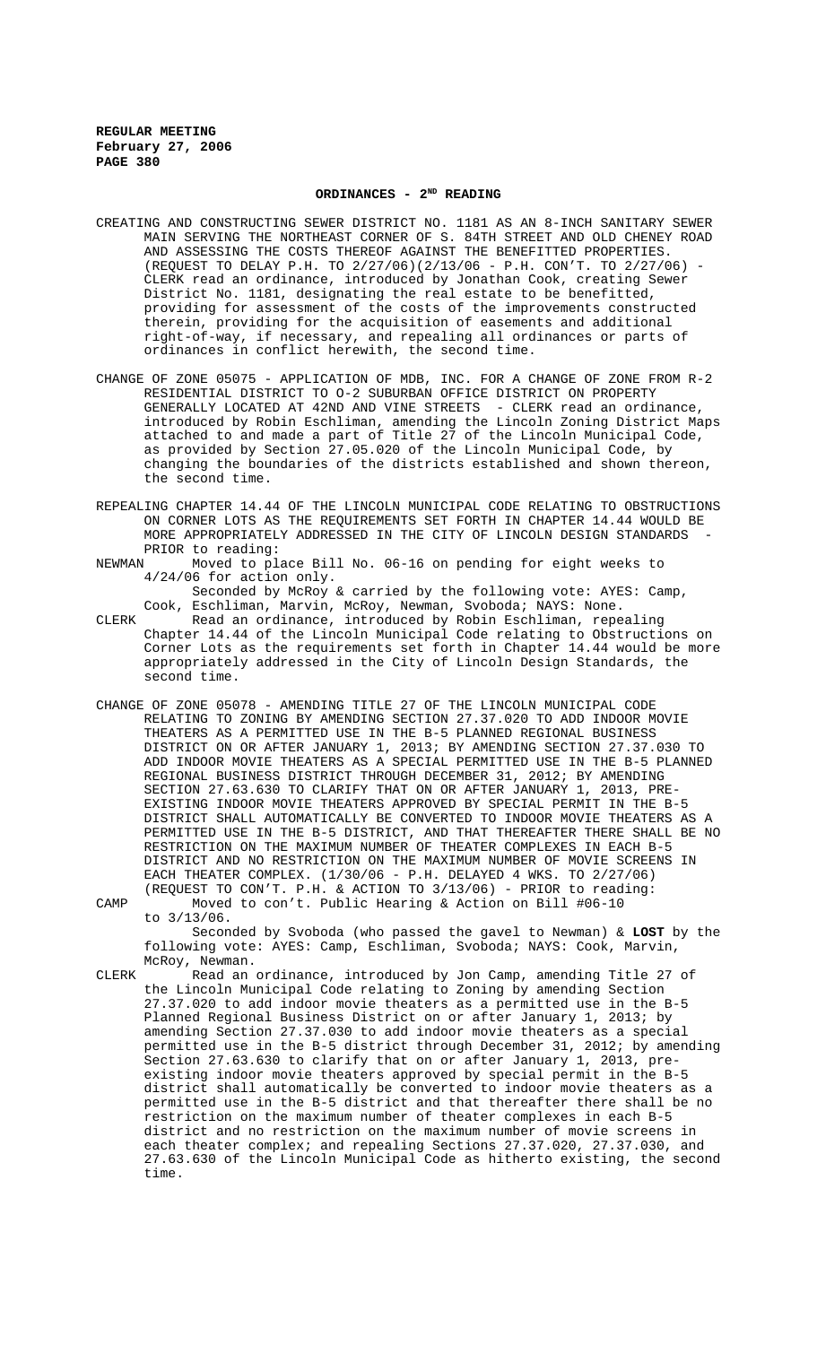## ORDINANCES - 2ND READING

CREATING AND CONSTRUCTING SEWER DISTRICT NO. 1181 AS AN 8-INCH SANITARY SEWER MAIN SERVING THE NORTHEAST CORNER OF S. 84TH STREET AND OLD CHENEY ROAD AND ASSESSING THE COSTS THEREOF AGAINST THE BENEFITTED PROPERTIES. (REQUEST TO DELAY P.H. TO 2/27/06)(2/13/06 - P.H. CON'T. TO 2/27/06) - CLERK read an ordinance, introduced by Jonathan Cook, creating Sewer District No. 1181, designating the real estate to be benefitted, providing for assessment of the costs of the improvements constructed therein, providing for the acquisition of easements and additional right-of-way, if necessary, and repealing all ordinances or parts of ordinances in conflict herewith, the second time.

CHANGE OF ZONE 05075 - APPLICATION OF MDB, INC. FOR A CHANGE OF ZONE FROM R-2 RESIDENTIAL DISTRICT TO O-2 SUBURBAN OFFICE DISTRICT ON PROPERTY GENERALLY LOCATED AT 42ND AND VINE STREETS - CLERK read an ordinance, introduced by Robin Eschliman, amending the Lincoln Zoning District Maps attached to and made a part of Title 27 of the Lincoln Municipal Code, as provided by Section 27.05.020 of the Lincoln Municipal Code, by changing the boundaries of the districts established and shown thereon, the second time.

REPEALING CHAPTER 14.44 OF THE LINCOLN MUNICIPAL CODE RELATING TO OBSTRUCTIONS ON CORNER LOTS AS THE REQUIREMENTS SET FORTH IN CHAPTER 14.44 WOULD BE MORE APPROPRIATELY ADDRESSED IN THE CITY OF LINCOLN DESIGN STANDARDS - PRIOR to reading:

NEWMAN Moved to place Bill No. 06-16 on pending for eight weeks to 4/24/06 for action only.

Seconded by McRoy & carried by the following vote: AYES: Camp, Cook, Eschliman, Marvin, McRoy, Newman, Svoboda; NAYS: None.

CLERK Read an ordinance, introduced by Robin Eschliman, repealing Chapter 14.44 of the Lincoln Municipal Code relating to Obstructions on Corner Lots as the requirements set forth in Chapter 14.44 would be more appropriately addressed in the City of Lincoln Design Standards, the second time.

CHANGE OF ZONE 05078 - AMENDING TITLE 27 OF THE LINCOLN MUNICIPAL CODE RELATING TO ZONING BY AMENDING SECTION 27.37.020 TO ADD INDOOR MOVIE THEATERS AS A PERMITTED USE IN THE B-5 PLANNED REGIONAL BUSINESS DISTRICT ON OR AFTER JANUARY 1, 2013; BY AMENDING SECTION 27.37.030 TO ADD INDOOR MOVIE THEATERS AS A SPECIAL PERMITTED USE IN THE B-5 PLANNED REGIONAL BUSINESS DISTRICT THROUGH DECEMBER 31, 2012; BY AMENDING SECTION 27.63.630 TO CLARIFY THAT ON OR AFTER JANUARY 1, 2013, PRE-EXISTING INDOOR MOVIE THEATERS APPROVED BY SPECIAL PERMIT IN THE B-5 DISTRICT SHALL AUTOMATICALLY BE CONVERTED TO INDOOR MOVIE THEATERS AS A PERMITTED USE IN THE B-5 DISTRICT, AND THAT THEREAFTER THERE SHALL BE NO RESTRICTION ON THE MAXIMUM NUMBER OF THEATER COMPLEXES IN EACH B-5 DISTRICT AND NO RESTRICTION ON THE MAXIMUM NUMBER OF MOVIE SCREENS IN EACH THEATER COMPLEX. (1/30/06 - P.H. DELAYED 4 WKS. TO 2/27/06) (REQUEST TO CON'T. P.H. & ACTION TO 3/13/06) - PRIOR to reading:

CAMP Moved to con't. Public Hearing & Action on Bill #06-10 to 3/13/06.

Seconded by Svoboda (who passed the gavel to Newman) & **LOST** by the following vote: AYES: Camp, Eschliman, Svoboda; NAYS: Cook, Marvin, McRoy, Newman.

CLERK Read an ordinance, introduced by Jon Camp, amending Title 27 of the Lincoln Municipal Code relating to Zoning by amending Section 27.37.020 to add indoor movie theaters as a permitted use in the B-5 Planned Regional Business District on or after January 1, 2013; by amending Section 27.37.030 to add indoor movie theaters as a special permitted use in the B-5 district through December 31, 2012; by amending Section 27.63.630 to clarify that on or after January 1, 2013, pre-existing indoor movie theaters approved by special permit in the B-5 district shall automatically be converted to indoor movie theaters as a permitted use in the B-5 district and that thereafter there shall be no restriction on the maximum number of theater complexes in each B-5 district and no restriction on the maximum number of movie screens in each theater complex; and repealing Sections 27.37.020, 27.37.030, and 27.63.630 of the Lincoln Municipal Code as hitherto existing, the second time.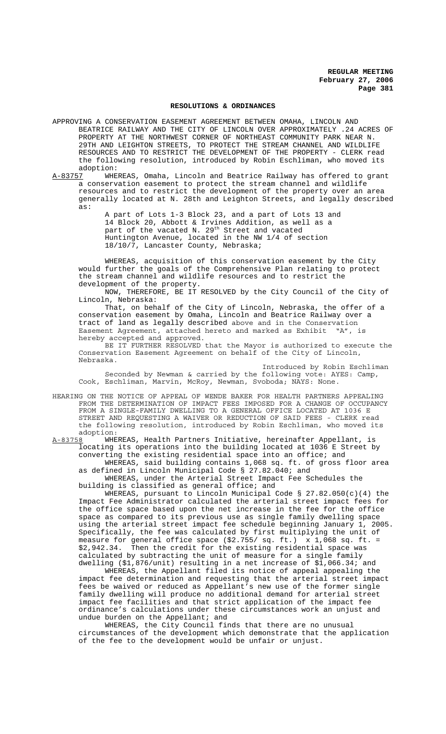## RESOLUTIONS & ORDINANCES

APPROVING A CONSERVATION EASEMENT AGREEMENT BETWEEN OMAHA, LINCOLN AND BEATRICE RAILWAY AND THE CITY OF LINCOLN OVER APPROXIMATELY .24 ACRES OF PROPERTY AT THE NORTHWEST CORNER OF NORTHEAST COMMUNITY PARK NEAR N. 29TH AND LEIGHTON STREETS, TO PROTECT THE STREAM CHANNEL AND WILDLIFE RESOURCES AND TO RESTRICT THE DEVELOPMENT OF THE PROPERTY - CLERK read the following resolution, introduced by Robin Eschliman, who moved its adoption:

A-83757 WHEREAS, Omaha, Lincoln and Beatrice Railway has offered to grant a conservation easement to protect the stream channel and wildlife resources and to restrict the development of the property over an area generally located at N. 28th and Leighton Streets, and legally described as:

> A part of Lots 1-3 Block 23, and a part of Lots 13 and 14 Block 20, Abbott & Irvines Addition, as well as a part of the vacated N. 29th Street and vacated Huntington Avenue, located in the NW 1/4 of section 18/10/7, Lancaster County, Nebraska;

WHEREAS, acquisition of this conservation easement by the City would further the goals of the Comprehensive Plan relating to protect the stream channel and wildlife resources and to restrict the development of the property.

NOW, THEREFORE, BE IT RESOLVED by the City Council of the City of Lincoln, Nebraska:

That, on behalf of the City of Lincoln, Nebraska, the offer of a conservation easement by Omaha, Lincoln and Beatrice Railway over a tract of land as legally described above and in the Conservation Easement Agreement, attached hereto and marked as Exhibit "A", is hereby accepted and approved.

BE IT FURTHER RESOLVED that the Mayor is authorized to execute the Conservation Easement Agreement on behalf of the City of Lincoln, Nebraska.

Introduced by Robin Eschliman

Seconded by Newman & carried by the following vote: AYES: Camp, Cook, Eschliman, Marvin, McRoy, Newman, Svoboda; NAYS: None.

HEARING ON THE NOTICE OF APPEAL OF WENDE BAKER FOR HEALTH PARTNERS APPEALING FROM THE DETERMINATION OF IMPACT FEES IMPOSED FOR A CHANGE OF OCCUPANCY FROM A SINGLE-FAMILY DWELLING TO A GENERAL OFFICE LOCATED AT 1036 E STREET AND REQUESTING A WAIVER OR REDUCTION OF SAID FEES - CLERK read the following resolution, introduced by Robin Eschliman, who moved its adoption:

A-83758 WHEREAS, Health Partners Initiative, hereinafter Appellant, is locating its operations into the building located at 1036 E Street by converting the existing residential space into an office; and

WHEREAS, said building contains 1,068 sq. ft. of gross floor area as defined in Lincoln Municipal Code § 27.82.040; and

WHEREAS, under the Arterial Street Impact Fee Schedules the building is classified as general office; and

WHEREAS, pursuant to Lincoln Municipal Code § 27.82.050(c)(4) the Impact Fee Administrator calculated the arterial street impact fees for the office space based upon the net increase in the fee for the office space as compared to its previous use as single family dwelling space using the arterial street impact fee schedule beginning January 1, 2005. Specifically, the fee was calculated by first multiplying the unit of measure for general office space ($2.755/ sq. ft.) x 1,068 sq. ft. = $2,942.34. Then the credit for the existing residential space was calculated by subtracting the unit of measure for a single family dwelling ($1,876/unit) resulting in a net increase of $1,066.34; and

WHEREAS, the Appellant filed its notice of appeal appealing the impact fee determination and requesting that the arterial street impact fees be waived or reduced as Appellant's new use of the former single family dwelling will produce no additional demand for arterial street impact fee facilities and that strict application of the impact fee ordinance's calculations under these circumstances work an unjust and undue burden on the Appellant; and

WHEREAS, the City Council finds that there are no unusual circumstances of the development which demonstrate that the application of the fee to the development would be unfair or unjust.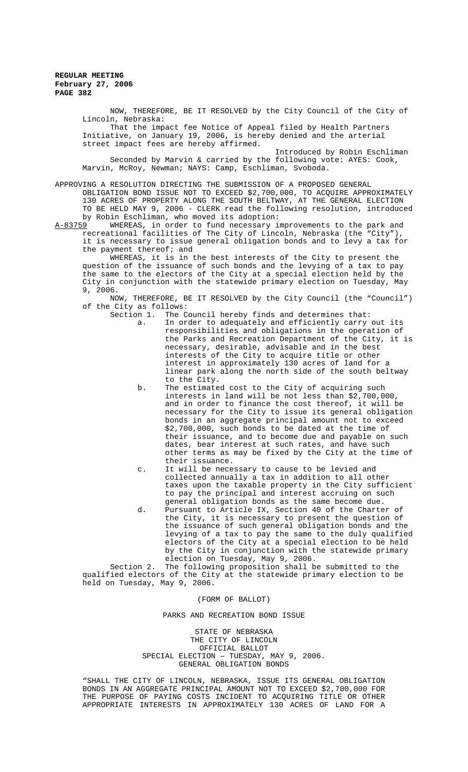NOW, THEREFORE, BE IT RESOLVED by the City Council of the City of Lincoln, Nebraska:

That the impact fee Notice of Appeal filed by Health Partners Initiative, on January 19, 2006, is hereby denied and the arterial street impact fees are hereby affirmed.

Introduced by Robin Eschliman

Seconded by Marvin & carried by the following vote: AYES: Cook, Marvin, McRoy, Newman; NAYS: Camp, Eschliman, Svoboda.

APPROVING A RESOLUTION DIRECTING THE SUBMISSION OF A PROPOSED GENERAL OBLIGATION BOND ISSUE NOT TO EXCEED $2,700,000, TO ACQUIRE APPROXIMATELY 130 ACRES OF PROPERTY ALONG THE SOUTH BELTWAY, AT THE GENERAL ELECTION TO BE HELD MAY 9, 2006 - CLERK read the following resolution, introduced by Robin Eschliman, who moved its adoption:

A-83759 WHEREAS, in order to fund necessary improvements to the park and recreational facilities of The City of Lincoln, Nebraska (the "City"), it is necessary to issue general obligation bonds and to levy a tax for the payment thereof; and

WHEREAS, it is in the best interests of the City to present the question of the issuance of such bonds and the levying of a tax to pay the same to the electors of the City at a special election held by the City in conjunction with the statewide primary election on Tuesday, May 9, 2006.

NOW, THEREFORE, BE IT RESOLVED by the City Council (the "Council") of the City as follows:

Section 1. The Council hereby finds and determines that:

a. In order to adequately and efficiently carry out its responsibilities and obligations in the operation of the Parks and Recreation Department of the City, it is necessary, desirable, advisable and in the best interests of the City to acquire title or other interest in approximately 130 acres of land for a linear park along the north side of the south beltway to the City.

b. The estimated cost to the City of acquiring such interests in land will be not less than $2,700,000, and in order to finance the cost thereof, it will be necessary for the City to issue its general obligation bonds in an aggregate principal amount not to exceed $2,700,000, such bonds to be dated at the time of their issuance, and to become due and payable on such dates, bear interest at such rates, and have such other terms as may be fixed by the City at the time of their issuance.

c. It will be necessary to cause to be levied and collected annually a tax in addition to all other taxes upon the taxable property in the City sufficient to pay the principal and interest accruing on such general obligation bonds as the same become due.

d. Pursuant to Article IX, Section 40 of the Charter of the City, it is necessary to present the question of the issuance of such general obligation bonds and the levying of a tax to pay the same to the duly qualified electors of the City at a special election to be held by the City in conjunction with the statewide primary election on Tuesday, May 9, 2006.

Section 2. The following proposition shall be submitted to the qualified electors of the City at the statewide primary election to be held on Tuesday, May 9, 2006.

(FORM OF BALLOT)

PARKS AND RECREATION BOND ISSUE

STATE OF NEBRASKA
THE CITY OF LINCOLN
OFFICIAL BALLOT
SPECIAL ELECTION – TUESDAY, MAY 9, 2006.
GENERAL OBLIGATION BONDS

"SHALL THE CITY OF LINCOLN, NEBRASKA, ISSUE ITS GENERAL OBLIGATION BONDS IN AN AGGREGATE PRINCIPAL AMOUNT NOT TO EXCEED $2,700,000 FOR THE PURPOSE OF PAYING COSTS INCIDENT TO ACQUIRING TITLE OR OTHER APPROPRIATE INTERESTS IN APPROXIMATELY 130 ACRES OF LAND FOR A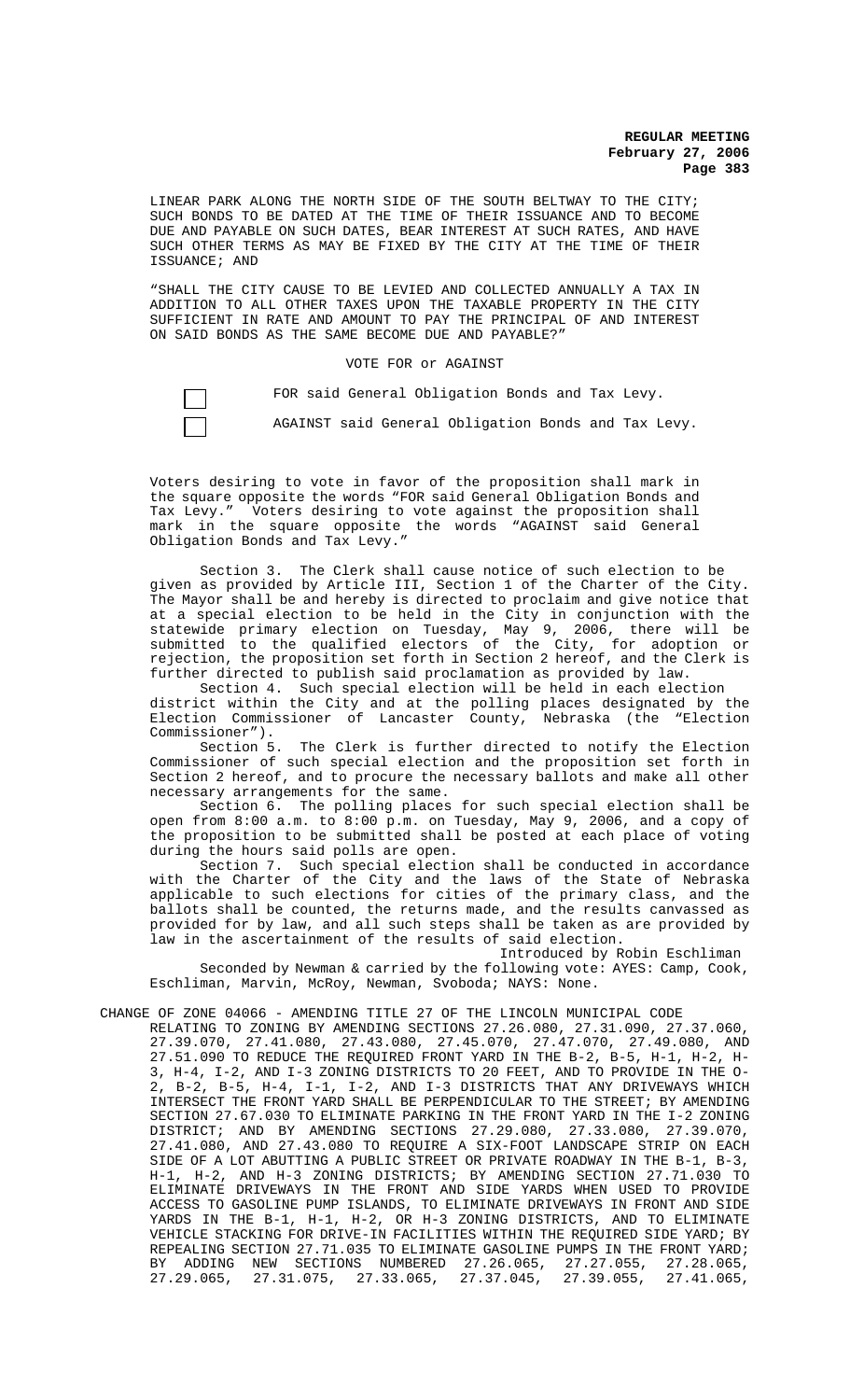LINEAR PARK ALONG THE NORTH SIDE OF THE SOUTH BELTWAY TO THE CITY; SUCH BONDS TO BE DATED AT THE TIME OF THEIR ISSUANCE AND TO BECOME DUE AND PAYABLE ON SUCH DATES, BEAR INTEREST AT SUCH RATES, AND HAVE SUCH OTHER TERMS AS MAY BE FIXED BY THE CITY AT THE TIME OF THEIR ISSUANCE; AND

"SHALL THE CITY CAUSE TO BE LEVIED AND COLLECTED ANNUALLY A TAX IN ADDITION TO ALL OTHER TAXES UPON THE TAXABLE PROPERTY IN THE CITY SUFFICIENT IN RATE AND AMOUNT TO PAY THE PRINCIPAL OF AND INTEREST ON SAID BONDS AS THE SAME BECOME DUE AND PAYABLE?"

VOTE FOR or AGAINST

☐ FOR said General Obligation Bonds and Tax Levy.

☐ AGAINST said General Obligation Bonds and Tax Levy.

Voters desiring to vote in favor of the proposition shall mark in the square opposite the words "FOR said General Obligation Bonds and Tax Levy." Voters desiring to vote against the proposition shall mark in the square opposite the words "AGAINST said General Obligation Bonds and Tax Levy."

Section 3. The Clerk shall cause notice of such election to be given as provided by Article III, Section 1 of the Charter of the City. The Mayor shall be and hereby is directed to proclaim and give notice that at a special election to be held in the City in conjunction with the statewide primary election on Tuesday, May 9, 2006, there will be submitted to the qualified electors of the City, for adoption or rejection, the proposition set forth in Section 2 hereof, and the Clerk is further directed to publish said proclamation as provided by law.

Section 4. Such special election will be held in each election district within the City and at the polling places designated by the Election Commissioner of Lancaster County, Nebraska (the "Election Commissioner").

Section 5. The Clerk is further directed to notify the Election Commissioner of such special election and the proposition set forth in Section 2 hereof, and to procure the necessary ballots and make all other necessary arrangements for the same.

Section 6. The polling places for such special election shall be open from 8:00 a.m. to 8:00 p.m. on Tuesday, May 9, 2006, and a copy of the proposition to be submitted shall be posted at each place of voting during the hours said polls are open.

Section 7. Such special election shall be conducted in accordance with the Charter of the City and the laws of the State of Nebraska applicable to such elections for cities of the primary class, and the ballots shall be counted, the returns made, and the results canvassed as provided for by law, and all such steps shall be taken as are provided by law in the ascertainment of the results of said election.

Introduced by Robin Eschliman

Seconded by Newman & carried by the following vote: AYES: Camp, Cook, Eschliman, Marvin, McRoy, Newman, Svoboda; NAYS: None.

CHANGE OF ZONE 04066 - AMENDING TITLE 27 OF THE LINCOLN MUNICIPAL CODE RELATING TO ZONING BY AMENDING SECTIONS 27.26.080, 27.31.090, 27.37.060, 27.39.070, 27.41.080, 27.43.080, 27.45.070, 27.47.070, 27.49.080, AND 27.51.090 TO REDUCE THE REQUIRED FRONT YARD IN THE B-2, B-5, H-1, H-2, H-3, H-4, I-2, AND I-3 ZONING DISTRICTS TO 20 FEET, AND TO PROVIDE IN THE O-2, B-2, B-5, H-4, I-1, I-2, AND I-3 DISTRICTS THAT ANY DRIVEWAYS WHICH INTERSECT THE FRONT YARD SHALL BE PERPENDICULAR TO THE STREET; BY AMENDING SECTION 27.67.030 TO ELIMINATE PARKING IN THE FRONT YARD IN THE I-2 ZONING DISTRICT; AND BY AMENDING SECTIONS 27.29.080, 27.33.080, 27.39.070, 27.41.080, AND 27.43.080 TO REQUIRE A SIX-FOOT LANDSCAPE STRIP ON EACH SIDE OF A LOT ABUTTING A PUBLIC STREET OR PRIVATE ROADWAY IN THE B-1, B-3, H-1, H-2, AND H-3 ZONING DISTRICTS; BY AMENDING SECTION 27.71.030 TO ELIMINATE DRIVEWAYS IN THE FRONT AND SIDE YARDS WHEN USED TO PROVIDE ACCESS TO GASOLINE PUMP ISLANDS, TO ELIMINATE DRIVEWAYS IN FRONT AND SIDE YARDS IN THE B-1, H-1, H-2, OR H-3 ZONING DISTRICTS, AND TO ELIMINATE VEHICLE STACKING FOR DRIVE-IN FACILITIES WITHIN THE REQUIRED SIDE YARD; BY REPEALING SECTION 27.71.035 TO ELIMINATE GASOLINE PUMPS IN THE FRONT YARD; BY ADDING NEW SECTIONS NUMBERED 27.26.065, 27.27.055, 27.28.065, 27.29.065, 27.31.075, 27.33.065, 27.37.045, 27.39.055, 27.41.065,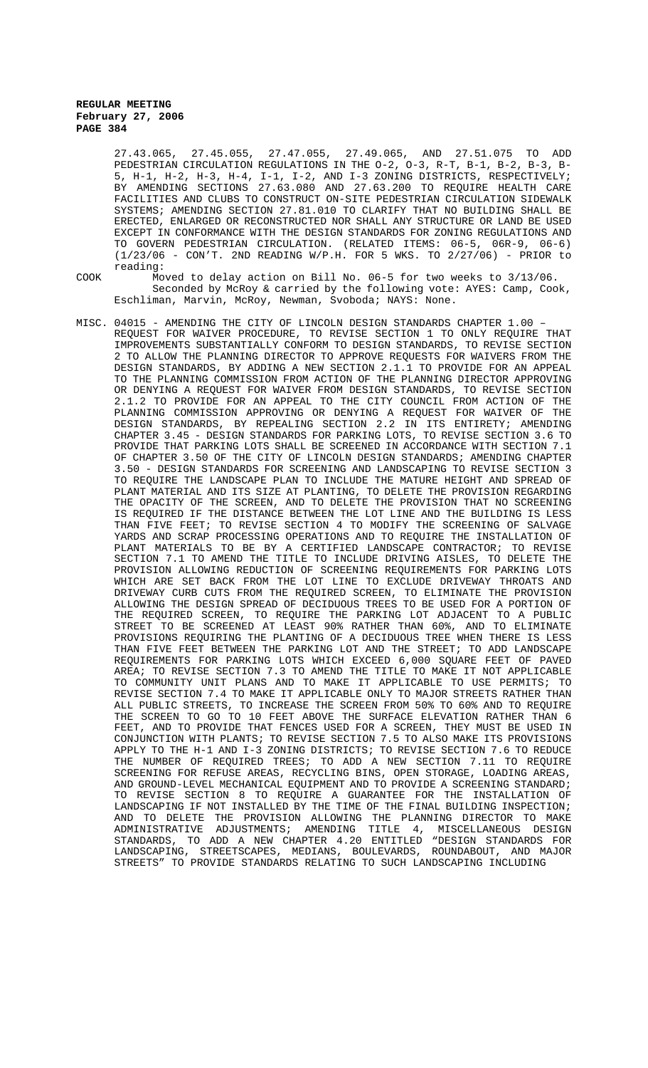27.43.065, 27.45.055, 27.47.055, 27.49.065, AND 27.51.075 TO ADD PEDESTRIAN CIRCULATION REGULATIONS IN THE O-2, O-3, R-T, B-1, B-2, B-3, B-5, H-1, H-2, H-3, H-4, I-1, I-2, AND I-3 ZONING DISTRICTS, RESPECTIVELY; BY AMENDING SECTIONS 27.63.080 AND 27.63.200 TO REQUIRE HEALTH CARE FACILITIES AND CLUBS TO CONSTRUCT ON-SITE PEDESTRIAN CIRCULATION SIDEWALK SYSTEMS; AMENDING SECTION 27.81.010 TO CLARIFY THAT NO BUILDING SHALL BE ERECTED, ENLARGED OR RECONSTRUCTED NOR SHALL ANY STRUCTURE OR LAND BE USED EXCEPT IN CONFORMANCE WITH THE DESIGN STANDARDS FOR ZONING REGULATIONS AND TO GOVERN PEDESTRIAN CIRCULATION. (RELATED ITEMS: 06-5, 06R-9, 06-6) (1/23/06 - CON'T. 2ND READING W/P.H. FOR 5 WKS. TO 2/27/06) - PRIOR to reading:

COOK Moved to delay action on Bill No. 06-5 for two weeks to 3/13/06.
Seconded by McRoy & carried by the following vote: AYES: Camp, Cook, Eschliman, Marvin, McRoy, Newman, Svoboda; NAYS: None.

MISC. 04015 - AMENDING THE CITY OF LINCOLN DESIGN STANDARDS CHAPTER 1.00 – REQUEST FOR WAIVER PROCEDURE, TO REVISE SECTION 1 TO ONLY REQUIRE THAT IMPROVEMENTS SUBSTANTIALLY CONFORM TO DESIGN STANDARDS, TO REVISE SECTION 2 TO ALLOW THE PLANNING DIRECTOR TO APPROVE REQUESTS FOR WAIVERS FROM THE DESIGN STANDARDS, BY ADDING A NEW SECTION 2.1.1 TO PROVIDE FOR AN APPEAL TO THE PLANNING COMMISSION FROM ACTION OF THE PLANNING DIRECTOR APPROVING OR DENYING A REQUEST FOR WAIVER FROM DESIGN STANDARDS, TO REVISE SECTION 2.1.2 TO PROVIDE FOR AN APPEAL TO THE CITY COUNCIL FROM ACTION OF THE PLANNING COMMISSION APPROVING OR DENYING A REQUEST FOR WAIVER OF THE DESIGN STANDARDS, BY REPEALING SECTION 2.2 IN ITS ENTIRETY; AMENDING CHAPTER 3.45 - DESIGN STANDARDS FOR PARKING LOTS, TO REVISE SECTION 3.6 TO PROVIDE THAT PARKING LOTS SHALL BE SCREENED IN ACCORDANCE WITH SECTION 7.1 OF CHAPTER 3.50 OF THE CITY OF LINCOLN DESIGN STANDARDS; AMENDING CHAPTER 3.50 - DESIGN STANDARDS FOR SCREENING AND LANDSCAPING TO REVISE SECTION 3 TO REQUIRE THE LANDSCAPE PLAN TO INCLUDE THE MATURE HEIGHT AND SPREAD OF PLANT MATERIAL AND ITS SIZE AT PLANTING, TO DELETE THE PROVISION REGARDING THE OPACITY OF THE SCREEN, AND TO DELETE THE PROVISION THAT NO SCREENING IS REQUIRED IF THE DISTANCE BETWEEN THE LOT LINE AND THE BUILDING IS LESS THAN FIVE FEET; TO REVISE SECTION 4 TO MODIFY THE SCREENING OF SALVAGE YARDS AND SCRAP PROCESSING OPERATIONS AND TO REQUIRE THE INSTALLATION OF PLANT MATERIALS TO BE BY A CERTIFIED LANDSCAPE CONTRACTOR; TO REVISE SECTION 7.1 TO AMEND THE TITLE TO INCLUDE DRIVING AISLES, TO DELETE THE PROVISION ALLOWING REDUCTION OF SCREENING REQUIREMENTS FOR PARKING LOTS WHICH ARE SET BACK FROM THE LOT LINE TO EXCLUDE DRIVEWAY THROATS AND DRIVEWAY CURB CUTS FROM THE REQUIRED SCREEN, TO ELIMINATE THE PROVISION ALLOWING THE DESIGN SPREAD OF DECIDUOUS TREES TO BE USED FOR A PORTION OF THE REQUIRED SCREEN, TO REQUIRE THE PARKING LOT ADJACENT TO A PUBLIC STREET TO BE SCREENED AT LEAST 90% RATHER THAN 60%, AND TO ELIMINATE PROVISIONS REQUIRING THE PLANTING OF A DECIDUOUS TREE WHEN THERE IS LESS THAN FIVE FEET BETWEEN THE PARKING LOT AND THE STREET; TO ADD LANDSCAPE REQUIREMENTS FOR PARKING LOTS WHICH EXCEED 6,000 SQUARE FEET OF PAVED AREA; TO REVISE SECTION 7.3 TO AMEND THE TITLE TO MAKE IT NOT APPLICABLE TO COMMUNITY UNIT PLANS AND TO MAKE IT APPLICABLE TO USE PERMITS; TO REVISE SECTION 7.4 TO MAKE IT APPLICABLE ONLY TO MAJOR STREETS RATHER THAN ALL PUBLIC STREETS, TO INCREASE THE SCREEN FROM 50% TO 60% AND TO REQUIRE THE SCREEN TO GO TO 10 FEET ABOVE THE SURFACE ELEVATION RATHER THAN 6 FEET, AND TO PROVIDE THAT FENCES USED FOR A SCREEN, THEY MUST BE USED IN CONJUNCTION WITH PLANTS; TO REVISE SECTION 7.5 TO ALSO MAKE ITS PROVISIONS APPLY TO THE H-1 AND I-3 ZONING DISTRICTS; TO REVISE SECTION 7.6 TO REDUCE THE NUMBER OF REQUIRED TREES; TO ADD A NEW SECTION 7.11 TO REQUIRE SCREENING FOR REFUSE AREAS, RECYCLING BINS, OPEN STORAGE, LOADING AREAS, AND GROUND-LEVEL MECHANICAL EQUIPMENT AND TO PROVIDE A SCREENING STANDARD; TO REVISE SECTION 8 TO REQUIRE A GUARANTEE FOR THE INSTALLATION OF LANDSCAPING IF NOT INSTALLED BY THE TIME OF THE FINAL BUILDING INSPECTION; AND TO DELETE THE PROVISION ALLOWING THE PLANNING DIRECTOR TO MAKE ADMINISTRATIVE ADJUSTMENTS; AMENDING TITLE 4, MISCELLANEOUS DESIGN STANDARDS, TO ADD A NEW CHAPTER 4.20 ENTITLED "DESIGN STANDARDS FOR LANDSCAPING, STREETSCAPES, MEDIANS, BOULEVARDS, ROUNDABOUT, AND MAJOR STREETS" TO PROVIDE STANDARDS RELATING TO SUCH LANDSCAPING INCLUDING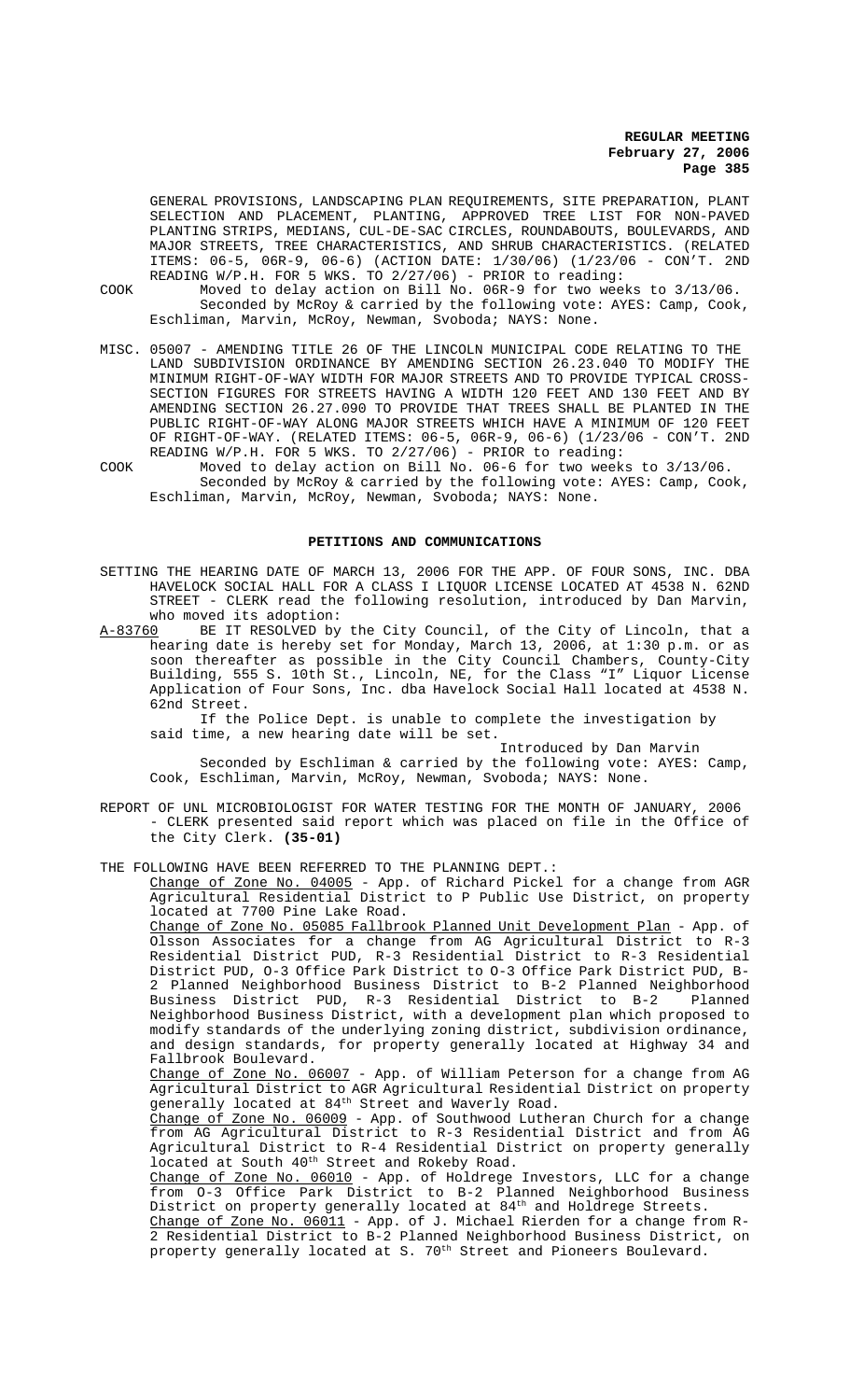GENERAL PROVISIONS, LANDSCAPING PLAN REQUIREMENTS, SITE PREPARATION, PLANT SELECTION AND PLACEMENT, PLANTING, APPROVED TREE LIST FOR NON-PAVED PLANTING STRIPS, MEDIANS, CUL-DE-SAC CIRCLES, ROUNDABOUTS, BOULEVARDS, AND MAJOR STREETS, TREE CHARACTERISTICS, AND SHRUB CHARACTERISTICS. (RELATED ITEMS: 06-5, 06R-9, 06-6) (ACTION DATE: 1/30/06) (1/23/06 - CON'T. 2ND READING W/P.H. FOR 5 WKS. TO 2/27/06) - PRIOR to reading:

COOK Moved to delay action on Bill No. 06R-9 for two weeks to 3/13/06. Seconded by McRoy & carried by the following vote: AYES: Camp, Cook, Eschliman, Marvin, McRoy, Newman, Svoboda; NAYS: None.

MISC. 05007 - AMENDING TITLE 26 OF THE LINCOLN MUNICIPAL CODE RELATING TO THE LAND SUBDIVISION ORDINANCE BY AMENDING SECTION 26.23.040 TO MODIFY THE MINIMUM RIGHT-OF-WAY WIDTH FOR MAJOR STREETS AND TO PROVIDE TYPICAL CROSS-SECTION FIGURES FOR STREETS HAVING A WIDTH 120 FEET AND 130 FEET AND BY AMENDING SECTION 26.27.090 TO PROVIDE THAT TREES SHALL BE PLANTED IN THE PUBLIC RIGHT-OF-WAY ALONG MAJOR STREETS WHICH HAVE A MINIMUM OF 120 FEET OF RIGHT-OF-WAY. (RELATED ITEMS: 06-5, 06R-9, 06-6) (1/23/06 - CON'T. 2ND READING W/P.H. FOR 5 WKS. TO 2/27/06) - PRIOR to reading:

COOK Moved to delay action on Bill No. 06-6 for two weeks to 3/13/06. Seconded by McRoy & carried by the following vote: AYES: Camp, Cook, Eschliman, Marvin, McRoy, Newman, Svoboda; NAYS: None.

## PETITIONS AND COMMUNICATIONS

SETTING THE HEARING DATE OF MARCH 13, 2006 FOR THE APP. OF FOUR SONS, INC. DBA HAVELOCK SOCIAL HALL FOR A CLASS I LIQUOR LICENSE LOCATED AT 4538 N. 62ND STREET - CLERK read the following resolution, introduced by Dan Marvin, who moved its adoption:

A-83760 BE IT RESOLVED by the City Council, of the City of Lincoln, that a hearing date is hereby set for Monday, March 13, 2006, at 1:30 p.m. or as soon thereafter as possible in the City Council Chambers, County-City Building, 555 S. 10th St., Lincoln, NE, for the Class "I" Liquor License Application of Four Sons, Inc. dba Havelock Social Hall located at 4538 N. 62nd Street.

If the Police Dept. is unable to complete the investigation by said time, a new hearing date will be set.

Introduced by Dan Marvin

Seconded by Eschliman & carried by the following vote: AYES: Camp, Cook, Eschliman, Marvin, McRoy, Newman, Svoboda; NAYS: None.

REPORT OF UNL MICROBIOLOGIST FOR WATER TESTING FOR THE MONTH OF JANUARY, 2006 - CLERK presented said report which was placed on file in the Office of the City Clerk. **(35-01)**

THE FOLLOWING HAVE BEEN REFERRED TO THE PLANNING DEPT.:

Change of Zone No. 04005 - App. of Richard Pickel for a change from AGR Agricultural Residential District to P Public Use District, on property located at 7700 Pine Lake Road.

Change of Zone No. 05085 Fallbrook Planned Unit Development Plan - App. of Olsson Associates for a change from AG Agricultural District to R-3 Residential District PUD, R-3 Residential District to R-3 Residential District PUD, O-3 Office Park District to O-3 Office Park District PUD, B-2 Planned Neighborhood Business District to B-2 Planned Neighborhood Business District PUD, R-3 Residential District to B-2 Planned Neighborhood Business District, with a development plan which proposed to modify standards of the underlying zoning district, subdivision ordinance, and design standards, for property generally located at Highway 34 and Fallbrook Boulevard.

Change of Zone No. 06007 - App. of William Peterson for a change from AG Agricultural District to AGR Agricultural Residential District on property generally located at 84th Street and Waverly Road.

Change of Zone No. 06009 - App. of Southwood Lutheran Church for a change from AG Agricultural District to R-3 Residential District and from AG Agricultural District to R-4 Residential District on property generally located at South 40th Street and Rokeby Road.

Change of Zone No. 06010 - App. of Holdrege Investors, LLC for a change from O-3 Office Park District to B-2 Planned Neighborhood Business District on property generally located at 84th and Holdrege Streets.

Change of Zone No. 06011 - App. of J. Michael Rierden for a change from R-2 Residential District to B-2 Planned Neighborhood Business District, on property generally located at S. 70th Street and Pioneers Boulevard.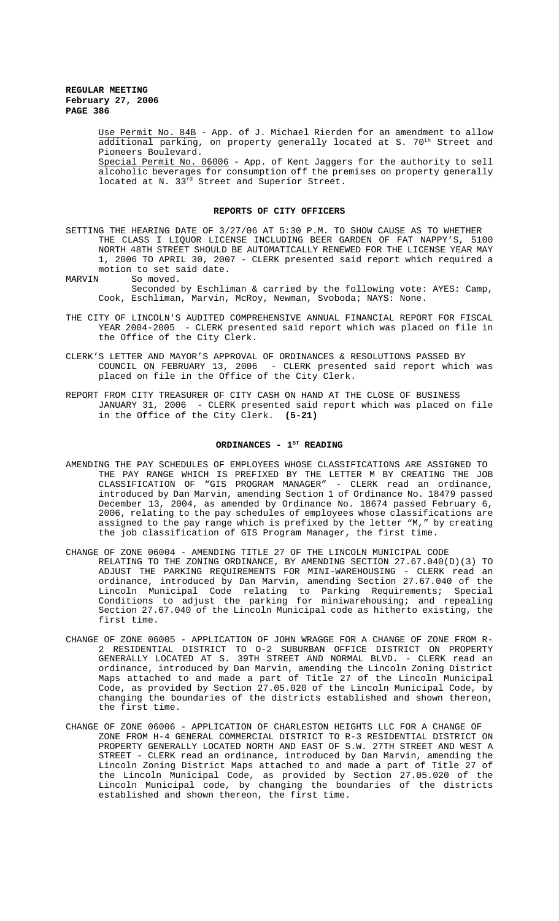Use Permit No. 84B - App. of J. Michael Rierden for an amendment to allow additional parking, on property generally located at S. 70th Street and Pioneers Boulevard.

Special Permit No. 06006 - App. of Kent Jaggers for the authority to sell alcoholic beverages for consumption off the premises on property generally located at N. 33rd Street and Superior Street.

## REPORTS OF CITY OFFICERS

SETTING THE HEARING DATE OF 3/27/06 AT 5:30 P.M. TO SHOW CAUSE AS TO WHETHER THE CLASS I LIQUOR LICENSE INCLUDING BEER GARDEN OF FAT NAPPY'S, 5100 NORTH 48TH STREET SHOULD BE AUTOMATICALLY RENEWED FOR THE LICENSE YEAR MAY 1, 2006 TO APRIL 30, 2007 - CLERK presented said report which required a motion to set said date.

MARVIN So moved.

Seconded by Eschliman & carried by the following vote: AYES: Camp, Cook, Eschliman, Marvin, McRoy, Newman, Svoboda; NAYS: None.

THE CITY OF LINCOLN'S AUDITED COMPREHENSIVE ANNUAL FINANCIAL REPORT FOR FISCAL YEAR 2004-2005 - CLERK presented said report which was placed on file in the Office of the City Clerk.

CLERK'S LETTER AND MAYOR'S APPROVAL OF ORDINANCES & RESOLUTIONS PASSED BY COUNCIL ON FEBRUARY 13, 2006 - CLERK presented said report which was placed on file in the Office of the City Clerk.

REPORT FROM CITY TREASURER OF CITY CASH ON HAND AT THE CLOSE OF BUSINESS JANUARY 31, 2006 - CLERK presented said report which was placed on file in the Office of the City Clerk. **(5-21)**

## ORDINANCES - 1ST READING

AMENDING THE PAY SCHEDULES OF EMPLOYEES WHOSE CLASSIFICATIONS ARE ASSIGNED TO THE PAY RANGE WHICH IS PREFIXED BY THE LETTER M BY CREATING THE JOB CLASSIFICATION OF "GIS PROGRAM MANAGER" - CLERK read an ordinance, introduced by Dan Marvin, amending Section 1 of Ordinance No. 18479 passed December 13, 2004, as amended by Ordinance No. 18674 passed February 6, 2006, relating to the pay schedules of employees whose classifications are assigned to the pay range which is prefixed by the letter "M," by creating the job classification of GIS Program Manager, the first time.

CHANGE OF ZONE 06004 - AMENDING TITLE 27 OF THE LINCOLN MUNICIPAL CODE RELATING TO THE ZONING ORDINANCE, BY AMENDING SECTION 27.67.040(D)(3) TO ADJUST THE PARKING REQUIREMENTS FOR MINI-WAREHOUSING - CLERK read an ordinance, introduced by Dan Marvin, amending Section 27.67.040 of the Lincoln Municipal Code relating to Parking Requirements; Special Conditions to adjust the parking for miniwarehousing; and repealing Section 27.67.040 of the Lincoln Municipal code as hitherto existing, the first time.

CHANGE OF ZONE 06005 - APPLICATION OF JOHN WRAGGE FOR A CHANGE OF ZONE FROM R-2 RESIDENTIAL DISTRICT TO O-2 SUBURBAN OFFICE DISTRICT ON PROPERTY GENERALLY LOCATED AT S. 39TH STREET AND NORMAL BLVD. - CLERK read an ordinance, introduced by Dan Marvin, amending the Lincoln Zoning District Maps attached to and made a part of Title 27 of the Lincoln Municipal Code, as provided by Section 27.05.020 of the Lincoln Municipal Code, by changing the boundaries of the districts established and shown thereon, the first time.

CHANGE OF ZONE 06006 - APPLICATION OF CHARLESTON HEIGHTS LLC FOR A CHANGE OF ZONE FROM H-4 GENERAL COMMERCIAL DISTRICT TO R-3 RESIDENTIAL DISTRICT ON PROPERTY GENERALLY LOCATED NORTH AND EAST OF S.W. 27TH STREET AND WEST A STREET - CLERK read an ordinance, introduced by Dan Marvin, amending the Lincoln Zoning District Maps attached to and made a part of Title 27 of the Lincoln Municipal Code, as provided by Section 27.05.020 of the Lincoln Municipal code, by changing the boundaries of the districts established and shown thereon, the first time.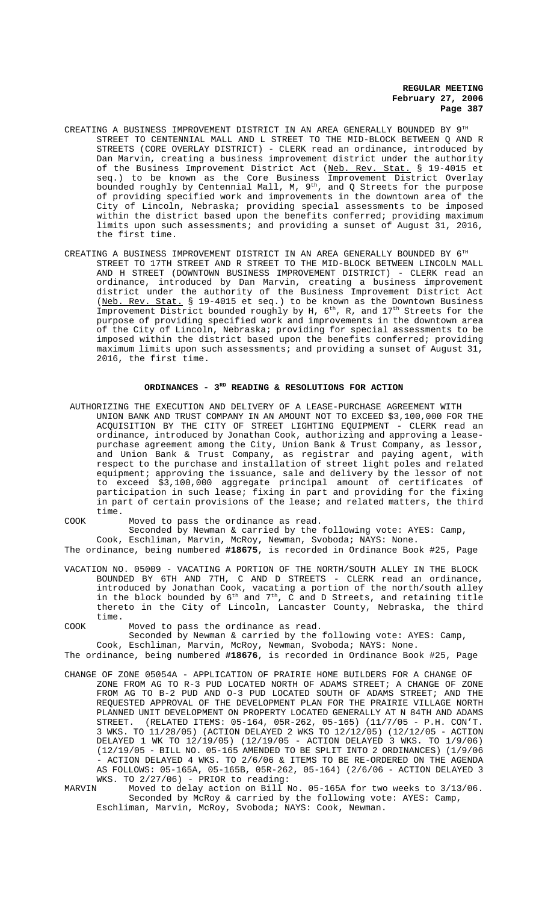CREATING A BUSINESS IMPROVEMENT DISTRICT IN AN AREA GENERALLY BOUNDED BY 9TH STREET TO CENTENNIAL MALL AND L STREET TO THE MID-BLOCK BETWEEN Q AND R STREETS (CORE OVERLAY DISTRICT) - CLERK read an ordinance, introduced by Dan Marvin, creating a business improvement district under the authority of the Business Improvement District Act (Neb. Rev. Stat. § 19-4015 et seq.) to be known as the Core Business Improvement District Overlay bounded roughly by Centennial Mall, M, 9th, and Q Streets for the purpose of providing specified work and improvements in the downtown area of the City of Lincoln, Nebraska; providing special assessments to be imposed within the district based upon the benefits conferred; providing maximum limits upon such assessments; and providing a sunset of August 31, 2016, the first time.

CREATING A BUSINESS IMPROVEMENT DISTRICT IN AN AREA GENERALLY BOUNDED BY 6TH STREET TO 17TH STREET AND R STREET TO THE MID-BLOCK BETWEEN LINCOLN MALL AND H STREET (DOWNTOWN BUSINESS IMPROVEMENT DISTRICT) - CLERK read an ordinance, introduced by Dan Marvin, creating a business improvement district under the authority of the Business Improvement District Act (Neb. Rev. Stat. § 19-4015 et seq.) to be known as the Downtown Business Improvement District bounded roughly by H, 6th, R, and 17th Streets for the purpose of providing specified work and improvements in the downtown area of the City of Lincoln, Nebraska; providing for special assessments to be imposed within the district based upon the benefits conferred; providing maximum limits upon such assessments; and providing a sunset of August 31, 2016, the first time.

## ORDINANCES - 3RD READING & RESOLUTIONS FOR ACTION

AUTHORIZING THE EXECUTION AND DELIVERY OF A LEASE-PURCHASE AGREEMENT WITH UNION BANK AND TRUST COMPANY IN AN AMOUNT NOT TO EXCEED $3,100,000 FOR THE ACQUISITION BY THE CITY OF STREET LIGHTING EQUIPMENT - CLERK read an ordinance, introduced by Jonathan Cook, authorizing and approving a lease-purchase agreement among the City, Union Bank & Trust Company, as lessor, and Union Bank & Trust Company, as registrar and paying agent, with respect to the purchase and installation of street light poles and related equipment; approving the issuance, sale and delivery by the lessor of not to exceed $3,100,000 aggregate principal amount of certificates of participation in such lease; fixing in part and providing for the fixing in part of certain provisions of the lease; and related matters, the third time.

COOK Moved to pass the ordinance as read.
Seconded by Newman & carried by the following vote: AYES: Camp, Cook, Eschliman, Marvin, McRoy, Newman, Svoboda; NAYS: None.

The ordinance, being numbered **#18675**, is recorded in Ordinance Book #25, Page

VACATION NO. 05009 - VACATING A PORTION OF THE NORTH/SOUTH ALLEY IN THE BLOCK BOUNDED BY 6TH AND 7TH, C AND D STREETS - CLERK read an ordinance, introduced by Jonathan Cook, vacating a portion of the north/south alley in the block bounded by 6th and 7th, C and D Streets, and retaining title thereto in the City of Lincoln, Lancaster County, Nebraska, the third time.

COOK Moved to pass the ordinance as read.
Seconded by Newman & carried by the following vote: AYES: Camp, Cook, Eschliman, Marvin, McRoy, Newman, Svoboda; NAYS: None.

The ordinance, being numbered **#18676**, is recorded in Ordinance Book #25, Page

CHANGE OF ZONE 05054A - APPLICATION OF PRAIRIE HOME BUILDERS FOR A CHANGE OF ZONE FROM AG TO R-3 PUD LOCATED NORTH OF ADAMS STREET; A CHANGE OF ZONE FROM AG TO B-2 PUD AND O-3 PUD LOCATED SOUTH OF ADAMS STREET; AND THE REQUESTED APPROVAL OF THE DEVELOPMENT PLAN FOR THE PRAIRIE VILLAGE NORTH PLANNED UNIT DEVELOPMENT ON PROPERTY LOCATED GENERALLY AT N 84TH AND ADAMS STREET. (RELATED ITEMS: 05-164, 05R-262, 05-165) (11/7/05 - P.H. CON'T. 3 WKS. TO 11/28/05) (ACTION DELAYED 2 WKS TO 12/12/05) (12/12/05 - ACTION DELAYED 1 WK TO 12/19/05) (12/19/05 - ACTION DELAYED 3 WKS. TO 1/9/06) (12/19/05 - BILL NO. 05-165 AMENDED TO BE SPLIT INTO 2 ORDINANCES) (1/9/06 - ACTION DELAYED 4 WKS. TO 2/6/06 & ITEMS TO BE RE-ORDERED ON THE AGENDA AS FOLLOWS: 05-165A, 05-165B, 05R-262, 05-164) (2/6/06 - ACTION DELAYED 3 WKS. TO 2/27/06) - PRIOR to reading:

MARVIN Moved to delay action on Bill No. 05-165A for two weeks to 3/13/06.
Seconded by McRoy & carried by the following vote: AYES: Camp, Eschliman, Marvin, McRoy, Svoboda; NAYS: Cook, Newman.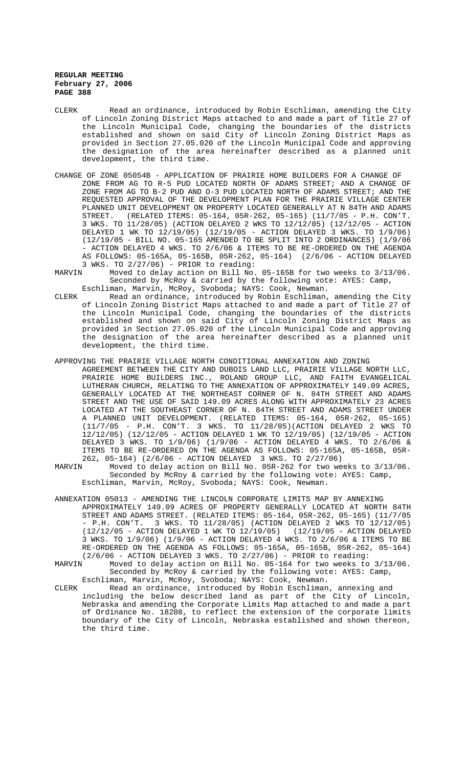CLERK	Read an ordinance, introduced by Robin Eschliman, amending the City of Lincoln Zoning District Maps attached to and made a part of Title 27 of the Lincoln Municipal Code, changing the boundaries of the districts established and shown on said City of Lincoln Zoning District Maps as provided in Section 27.05.020 of the Lincoln Municipal Code and approving the designation of the area hereinafter described as a planned unit development, the third time.

CHANGE OF ZONE 05054B - APPLICATION OF PRAIRIE HOME BUILDERS FOR A CHANGE OF ZONE FROM AG TO R-5 PUD LOCATED NORTH OF ADAMS STREET; AND A CHANGE OF ZONE FROM AG TO B-2 PUD AND O-3 PUD LOCATED NORTH OF ADAMS STREET; AND THE REQUESTED APPROVAL OF THE DEVELOPMENT PLAN FOR THE PRAIRIE VILLAGE CENTER PLANNED UNIT DEVELOPMENT ON PROPERTY LOCATED GENERALLY AT N 84TH AND ADAMS STREET. (RELATED ITEMS: 05-164, 05R-262, 05-165) (11/7/05 - P.H. CON'T. 3 WKS. TO 11/28/05) (ACTION DELAYED 2 WKS TO 12/12/05) (12/12/05 - ACTION DELAYED 1 WK TO 12/19/05) (12/19/05 - ACTION DELAYED 3 WKS. TO 1/9/06) (12/19/05 - BILL NO. 05-165 AMENDED TO BE SPLIT INTO 2 ORDINANCES) (1/9/06 - ACTION DELAYED 4 WKS. TO 2/6/06 & ITEMS TO BE RE-ORDERED ON THE AGENDA AS FOLLOWS: 05-165A, 05-165B, 05R-262, 05-164) (2/6/06 - ACTION DELAYED 3 WKS. TO 2/27/06) - PRIOR to reading:

MARVIN	Moved to delay action on Bill No. 05-165B for two weeks to 3/13/06.
	Seconded by McRoy & carried by the following vote: AYES: Camp, Eschliman, Marvin, McRoy, Svoboda; NAYS: Cook, Newman.

CLERK	Read an ordinance, introduced by Robin Eschliman, amending the City of Lincoln Zoning District Maps attached to and made a part of Title 27 of the Lincoln Municipal Code, changing the boundaries of the districts established and shown on said City of Lincoln Zoning District Maps as provided in Section 27.05.020 of the Lincoln Municipal Code and approving the designation of the area hereinafter described as a planned unit development, the third time.

APPROVING THE PRAIRIE VILLAGE NORTH CONDITIONAL ANNEXATION AND ZONING AGREEMENT BETWEEN THE CITY AND DUBOIS LAND LLC, PRAIRIE VILLAGE NORTH LLC, PRAIRIE HOME BUILDERS INC., ROLAND GROUP LLC, AND FAITH EVANGELICAL LUTHERAN CHURCH, RELATING TO THE ANNEXATION OF APPROXIMATELY 149.09 ACRES, GENERALLY LOCATED AT THE NORTHEAST CORNER OF N. 84TH STREET AND ADAMS STREET AND THE USE OF SAID 149.09 ACRES ALONG WITH APPROXIMATELY 23 ACRES LOCATED AT THE SOUTHEAST CORNER OF N. 84TH STREET AND ADAMS STREET UNDER A PLANNED UNIT DEVELOPMENT. (RELATED ITEMS: 05-164, 05R-262, 05-165) (11/7/05 - P.H. CON'T. 3 WKS. TO 11/28/05)(ACTION DELAYED 2 WKS TO 12/12/05) (12/12/05 - ACTION DELAYED 1 WK TO 12/19/05) (12/19/05 - ACTION DELAYED 3 WKS. TO 1/9/06) (1/9/06 - ACTION DELAYED 4 WKS. TO 2/6/06 & ITEMS TO BE RE-ORDERED ON THE AGENDA AS FOLLOWS: 05-165A, 05-165B, 05R-262, 05-164) (2/6/06 - ACTION DELAYED 3 WKS. TO 2/27/06)

MARVIN	Moved to delay action on Bill No. 05R-262 for two weeks to 3/13/06.
	Seconded by McRoy & carried by the following vote: AYES: Camp, Eschliman, Marvin, McRoy, Svoboda; NAYS: Cook, Newman.

ANNEXATION 05013 - AMENDING THE LINCOLN CORPORATE LIMITS MAP BY ANNEXING APPROXIMATELY 149.09 ACRES OF PROPERTY GENERALLY LOCATED AT NORTH 84TH STREET AND ADAMS STREET. (RELATED ITEMS: 05-164, 05R-262, 05-165) (11/7/05 - P.H. CON'T. 3 WKS. TO 11/28/05) (ACTION DELAYED 2 WKS TO 12/12/05) (12/12/05 - ACTION DELAYED 1 WK TO 12/19/05) (12/19/05 - ACTION DELAYED 3 WKS. TO 1/9/06) (1/9/06 - ACTION DELAYED 4 WKS. TO 2/6/06 & ITEMS TO BE RE-ORDERED ON THE AGENDA AS FOLLOWS: 05-165A, 05-165B, 05R-262, 05-164) (2/6/06 - ACTION DELAYED 3 WKS. TO 2/27/06) - PRIOR to reading:

MARVIN	Moved to delay action on Bill No. 05-164 for two weeks to 3/13/06.
	Seconded by McRoy & carried by the following vote: AYES: Camp, Eschliman, Marvin, McRoy, Svoboda; NAYS: Cook, Newman.

CLERK	Read an ordinance, introduced by Robin Eschliman, annexing and including the below described land as part of the City of Lincoln, Nebraska and amending the Corporate Limits Map attached to and made a part of Ordinance No. 18208, to reflect the extension of the corporate limits boundary of the City of Lincoln, Nebraska established and shown thereon, the third time.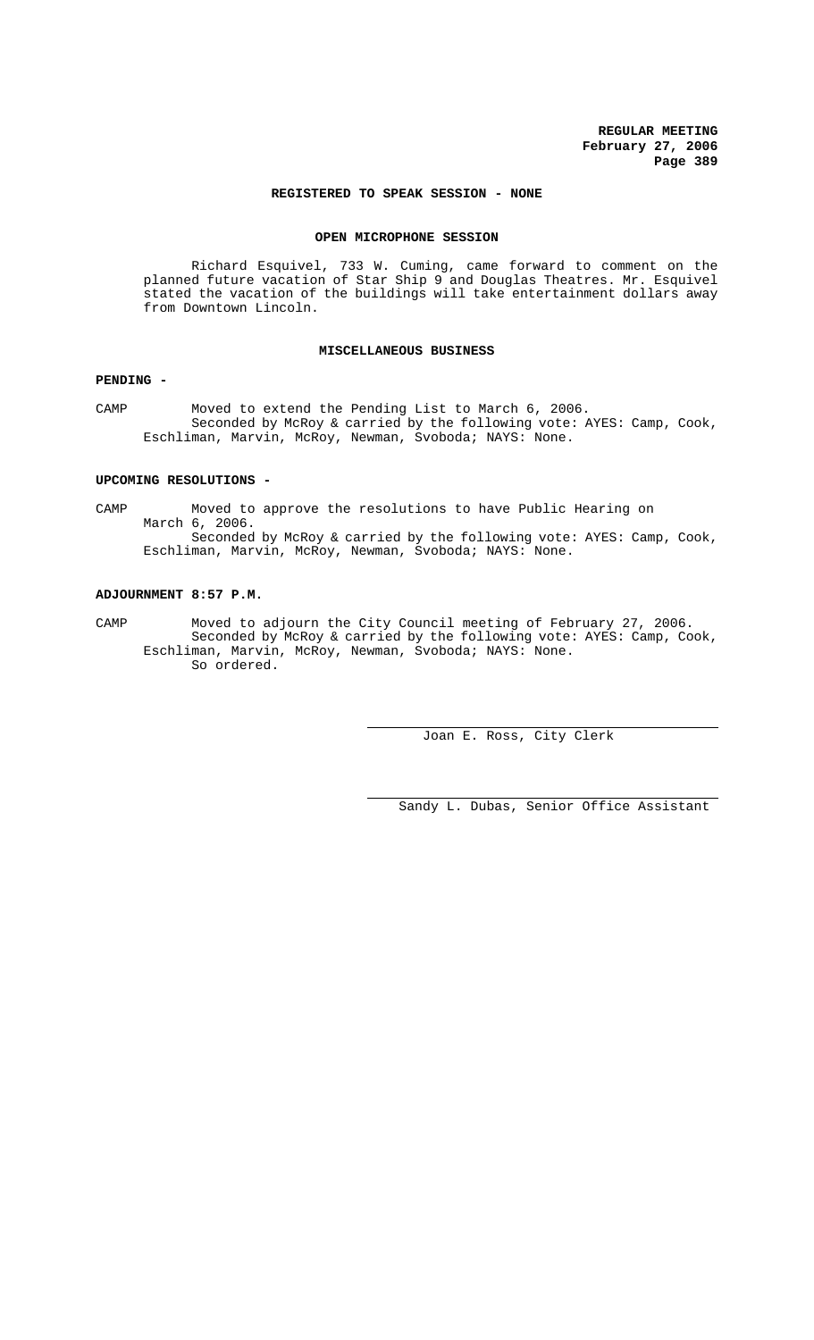### REGISTERED TO SPEAK SESSION - NONE

### OPEN MICROPHONE SESSION

Richard Esquivel, 733 W. Cuming, came forward to comment on the planned future vacation of Star Ship 9 and Douglas Theatres. Mr. Esquivel stated the vacation of the buildings will take entertainment dollars away from Downtown Lincoln.

### MISCELLANEOUS BUSINESS

**PENDING -**

CAMP Moved to extend the Pending List to March 6, 2006.
Seconded by McRoy & carried by the following vote: AYES: Camp, Cook, Eschliman, Marvin, McRoy, Newman, Svoboda; NAYS: None.

**UPCOMING RESOLUTIONS -**

CAMP Moved to approve the resolutions to have Public Hearing on March 6, 2006.
Seconded by McRoy & carried by the following vote: AYES: Camp, Cook, Eschliman, Marvin, McRoy, Newman, Svoboda; NAYS: None.

**ADJOURNMENT 8:57 P.M.**

CAMP Moved to adjourn the City Council meeting of February 27, 2006.
Seconded by McRoy & carried by the following vote: AYES: Camp, Cook, Eschliman, Marvin, McRoy, Newman, Svoboda; NAYS: None.
So ordered.

Joan E. Ross, City Clerk

Sandy L. Dubas, Senior Office Assistant